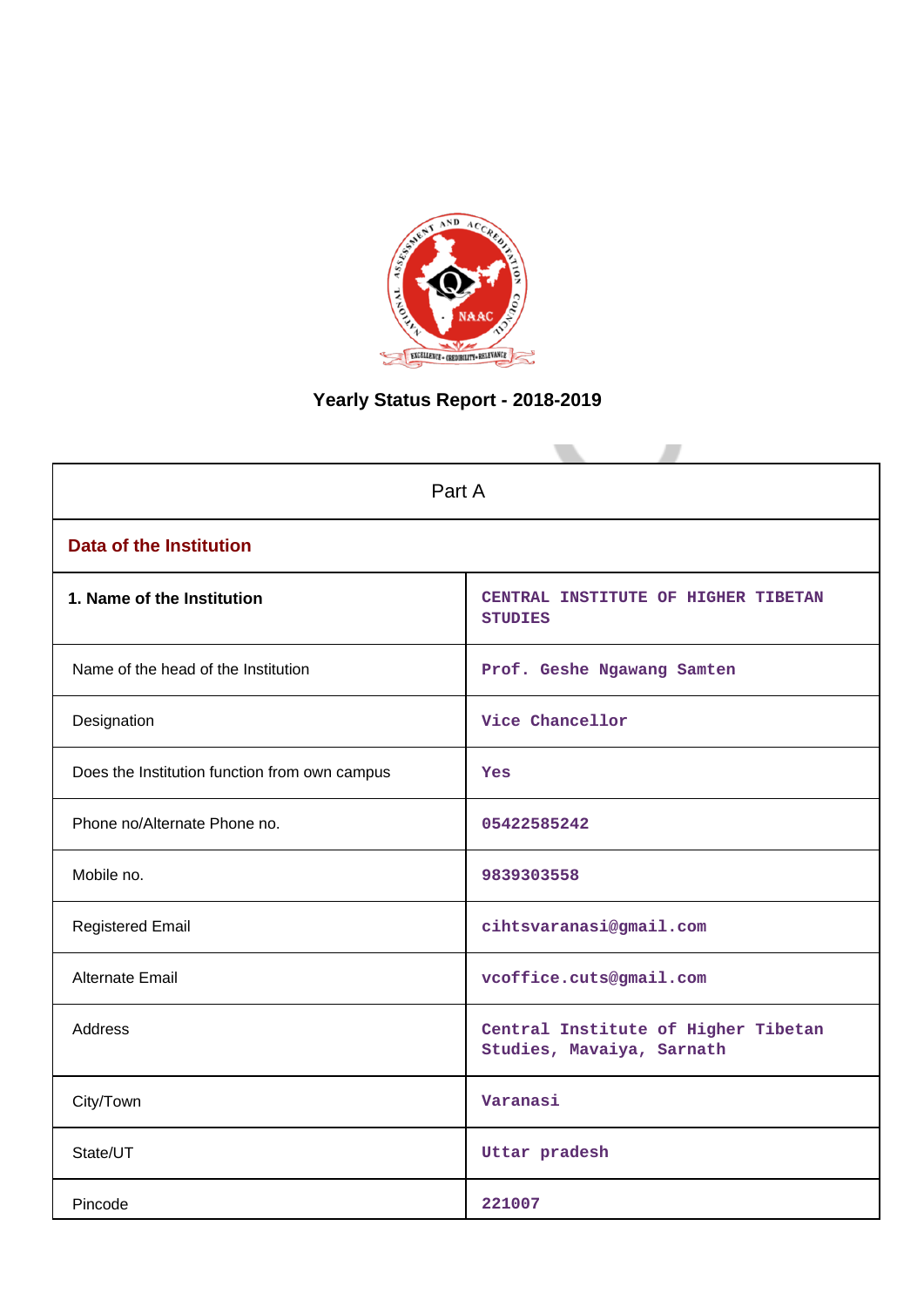# Yearly Status Report - 2018-2019

| Part A | |
|---|---|
| **Data of the Institution** | |
| **1. Name of the Institution** | CENTRAL INSTITUTE OF HIGHER TIBETAN STUDIES |
| Name of the head of the Institution | Prof. Geshe Ngawang Samten |
| Designation | Vice Chancellor |
| Does the Institution function from own campus | Yes |
| Phone no/Alternate Phone no. | 05422585242 |
| Mobile no. | 9839303558 |
| Registered Email | cihtsvaranasi@gmail.com |
| Alternate Email | vcoffice.cuts@gmail.com |
| Address | Central Institute of Higher Tibetan Studies, Mavaiya, Sarnath |
| City/Town | Varanasi |
| State/UT | Uttar pradesh |
| Pincode | 221007 |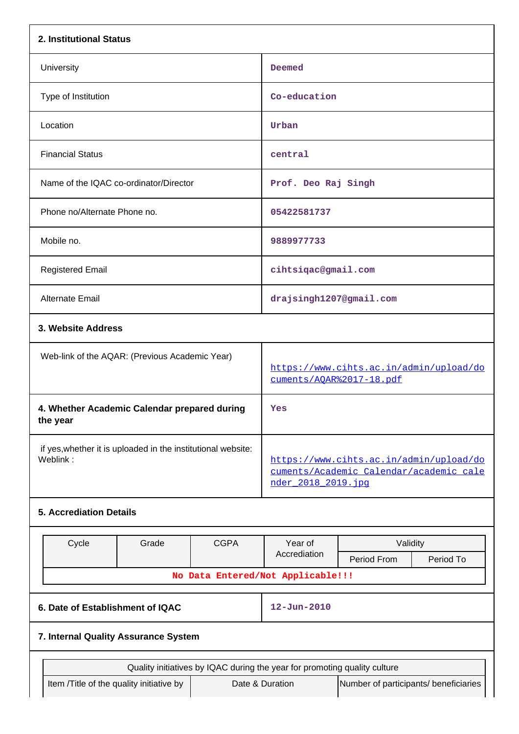## 2. Institutional Status

| | |
|---|---|
| University | Deemed |
| Type of Institution | Co-education |
| Location | Urban |
| Financial Status | central |
| Name of the IQAC co-ordinator/Director | Prof. Deo Raj Singh |
| Phone no/Alternate Phone no. | 05422581737 |
| Mobile no. | 9889977733 |
| Registered Email | cihtsiqac@gmail.com |
| Alternate Email | drajsingh1207@gmail.com |

## 3. Website Address

| | |
|---|---|
| Web-link of the AQAR: (Previous Academic Year) | https://www.cihts.ac.in/admin/upload/documents/AQAR%2017-18.pdf |

| | |
|---|---|
| **4. Whether Academic Calendar prepared during the year** | Yes |
| if yes,whether it is uploaded in the institutional website: Weblink : | https://www.cihts.ac.in/admin/upload/documents/Academic_Calendar/academic_calender_2018_2019.jpg |

## 5. Accrediation Details

| Cycle | Grade | CGPA | Year of Accrediation | Validity | |
|---|---|---|---|---|---|
| | | | | Period From | Period To |
| No Data Entered/Not Applicable!!! | | | | | |

| | |
|---|---|
| **6. Date of Establishment of IQAC** | 12-Jun-2010 |

## 7. Internal Quality Assurance System

| Quality initiatives by IQAC during the year for promoting quality culture | | |
|---|---|---|
| Item /Title of the quality initiative by | Date & Duration | Number of participants/ beneficiaries |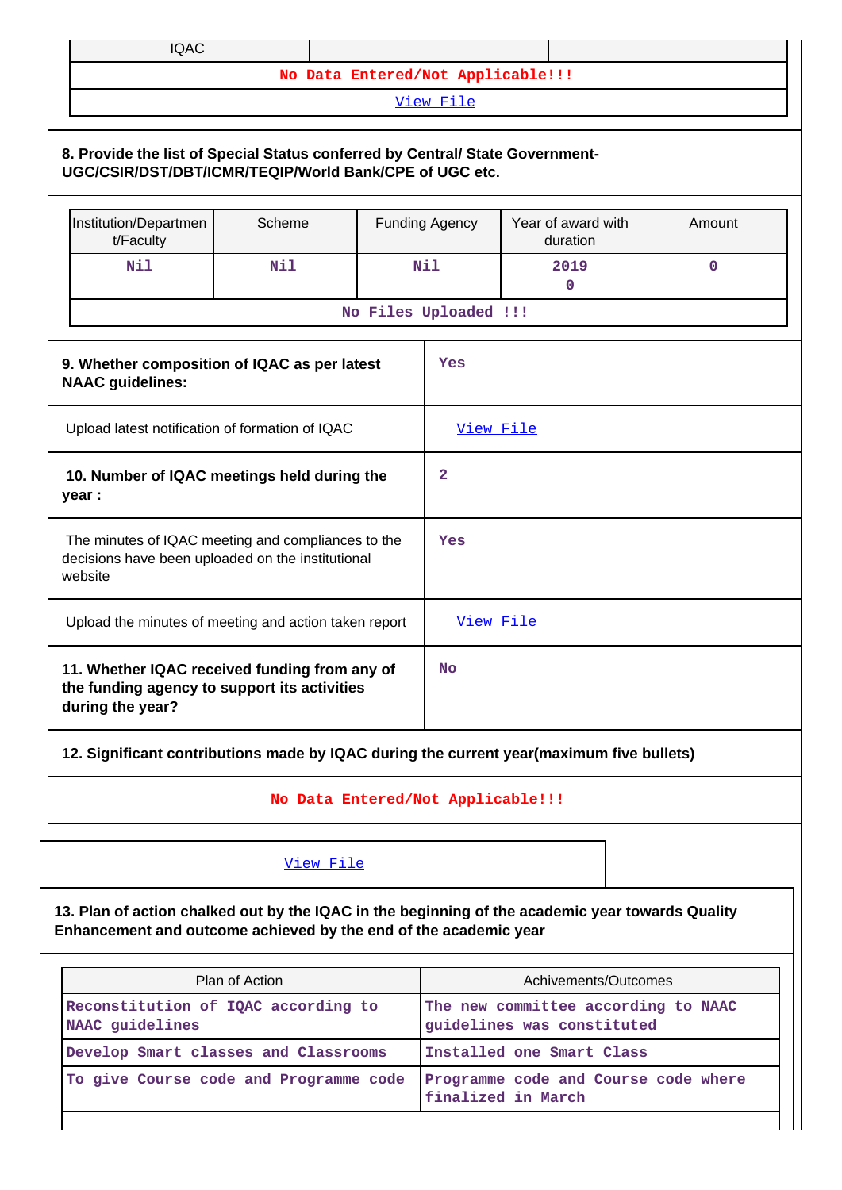| IQAC | | |
|---|---|---|
| No Data Entered/Not Applicable!!! | | |
| View File | | |

**8. Provide the list of Special Status conferred by Central/ State Government- UGC/CSIR/DST/DBT/ICMR/TEQIP/World Bank/CPE of UGC etc.**

| Institution/Department/Faculty | Scheme | Funding Agency | Year of award with duration | Amount |
|---|---|---|---|---|
| Nil | Nil | Nil | 2019<br>0 | 0 |
| No Files Uploaded !!! | | | | |

| | |
|---|---|
| **9. Whether composition of IQAC as per latest NAAC guidelines:** | Yes |
| Upload latest notification of formation of IQAC | View File |
| **10. Number of IQAC meetings held during the year :** | 2 |
| The minutes of IQAC meeting and compliances to the decisions have been uploaded on the institutional website | Yes |
| Upload the minutes of meeting and action taken report | View File |
| **11. Whether IQAC received funding from any of the funding agency to support its activities during the year?** | No |

**12. Significant contributions made by IQAC during the current year(maximum five bullets)**

No Data Entered/Not Applicable!!!

View File

**13. Plan of action chalked out by the IQAC in the beginning of the academic year towards Quality Enhancement and outcome achieved by the end of the academic year**

| Plan of Action | Achivements/Outcomes |
|---|---|
| Reconstitution of IQAC according to NAAC guidelines | The new committee according to NAAC guidelines was constituted |
| Develop Smart classes and Classrooms | Installed one Smart Class |
| To give Course code and Programme code | Programme code and Course code where finalized in March |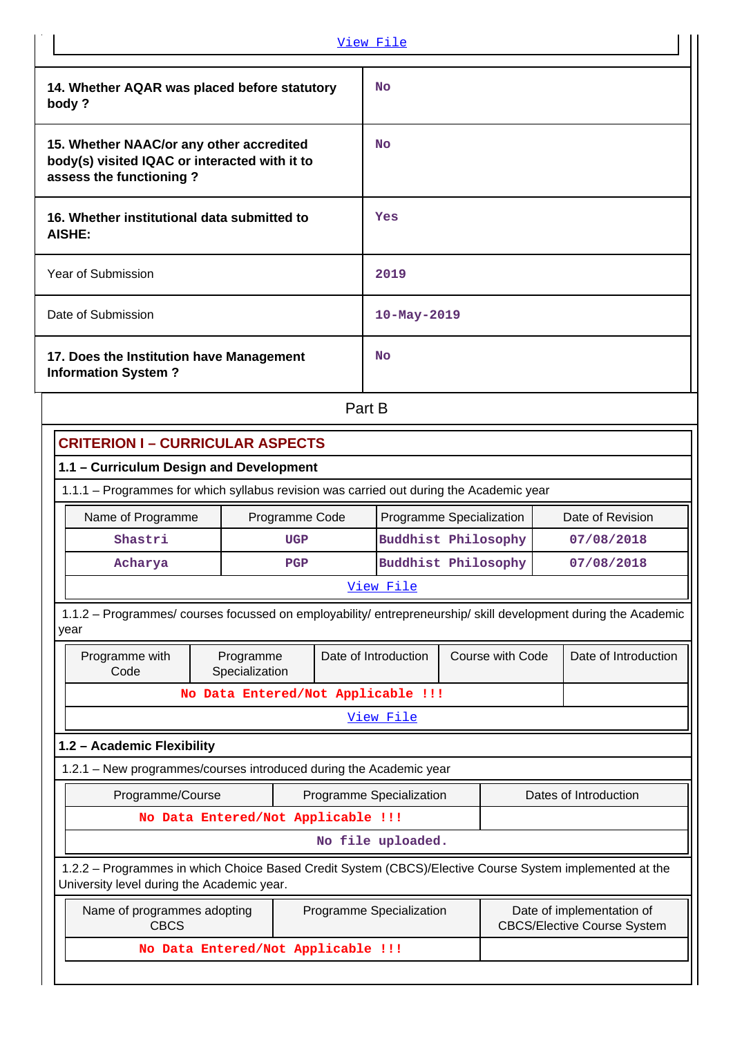View File

| | |
|---|---|
| **14. Whether AQAR was placed before statutory body ?** | No |
| **15. Whether NAAC/or any other accredited body(s) visited IQAC or interacted with it to assess the functioning ?** | No |
| **16. Whether institutional data submitted to AISHE:** | Yes |
| Year of Submission | 2019 |
| Date of Submission | 10-May-2019 |
| **17. Does the Institution have Management Information System ?** | No |

# Part B

## CRITERION I – CURRICULAR ASPECTS

### 1.1 – Curriculum Design and Development

1.1.1 – Programmes for which syllabus revision was carried out during the Academic year

| Name of Programme | Programme Code | Programme Specialization | Date of Revision |
|---|---|---|---|
| Shastri | UGP | Buddhist Philosophy | 07/08/2018 |
| Acharya | PGP | Buddhist Philosophy | 07/08/2018 |

View File

1.1.2 – Programmes/ courses focussed on employability/ entrepreneurship/ skill development during the Academic year

| Programme with Code | Programme Specialization | Date of Introduction | Course with Code | Date of Introduction |
|---|---|---|---|---|
| No Data Entered/Not Applicable !!! | | | | |

View File

### 1.2 – Academic Flexibility

1.2.1 – New programmes/courses introduced during the Academic year

| Programme/Course | Programme Specialization | Dates of Introduction |
|---|---|---|
| No Data Entered/Not Applicable !!! | | |

No file uploaded.

1.2.2 – Programmes in which Choice Based Credit System (CBCS)/Elective Course System implemented at the University level during the Academic year.

| Name of programmes adopting CBCS | Programme Specialization | Date of implementation of CBCS/Elective Course System |
|---|---|---|
| No Data Entered/Not Applicable !!! | | |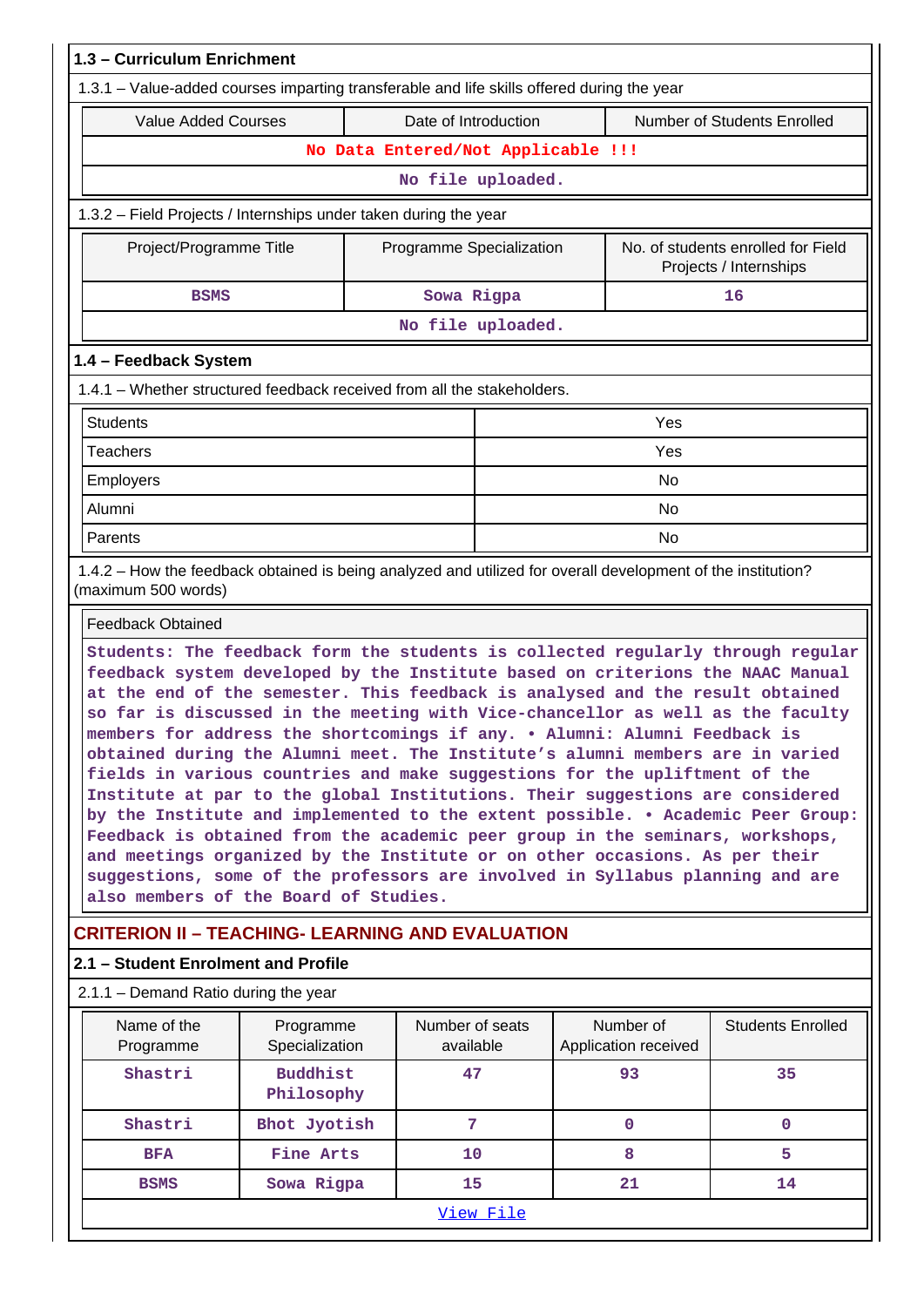### 1.3 – Curriculum Enrichment

1.3.1 – Value-added courses imparting transferable and life skills offered during the year

| Value Added Courses | Date of Introduction | Number of Students Enrolled |
|---|---|---|
| No Data Entered/Not Applicable !!! | | |
| No file uploaded. | | |

1.3.2 – Field Projects / Internships under taken during the year

| Project/Programme Title | Programme Specialization | No. of students enrolled for Field Projects / Internships |
|---|---|---|
| BSMS | Sowa Rigpa | 16 |
| No file uploaded. | | |

### 1.4 – Feedback System

1.4.1 – Whether structured feedback received from all the stakeholders.

| | |
|---|---|
| Students | Yes |
| Teachers | Yes |
| Employers | No |
| Alumni | No |
| Parents | No |

1.4.2 – How the feedback obtained is being analyzed and utilized for overall development of the institution? (maximum 500 words)

Feedback Obtained

Students: The feedback form the students is collected regularly through regular feedback system developed by the Institute based on criterions the NAAC Manual at the end of the semester. This feedback is analysed and the result obtained so far is discussed in the meeting with Vice-chancellor as well as the faculty members for address the shortcomings if any. • Alumni: Alumni Feedback is obtained during the Alumni meet. The Institute's alumni members are in varied fields in various countries and make suggestions for the upliftment of the Institute at par to the global Institutions. Their suggestions are considered by the Institute and implemented to the extent possible. • Academic Peer Group: Feedback is obtained from the academic peer group in the seminars, workshops, and meetings organized by the Institute or on other occasions. As per their suggestions, some of the professors are involved in Syllabus planning and are also members of the Board of Studies.

## CRITERION II – TEACHING- LEARNING AND EVALUATION

### 2.1 – Student Enrolment and Profile

2.1.1 – Demand Ratio during the year

| Name of the Programme | Programme Specialization | Number of seats available | Number of Application received | Students Enrolled |
|---|---|---|---|---|
| Shastri | Buddhist Philosophy | 47 | 93 | 35 |
| Shastri | Bhot Jyotish | 7 | 0 | 0 |
| BFA | Fine Arts | 10 | 8 | 5 |
| BSMS | Sowa Rigpa | 15 | 21 | 14 |
| View File | | | | |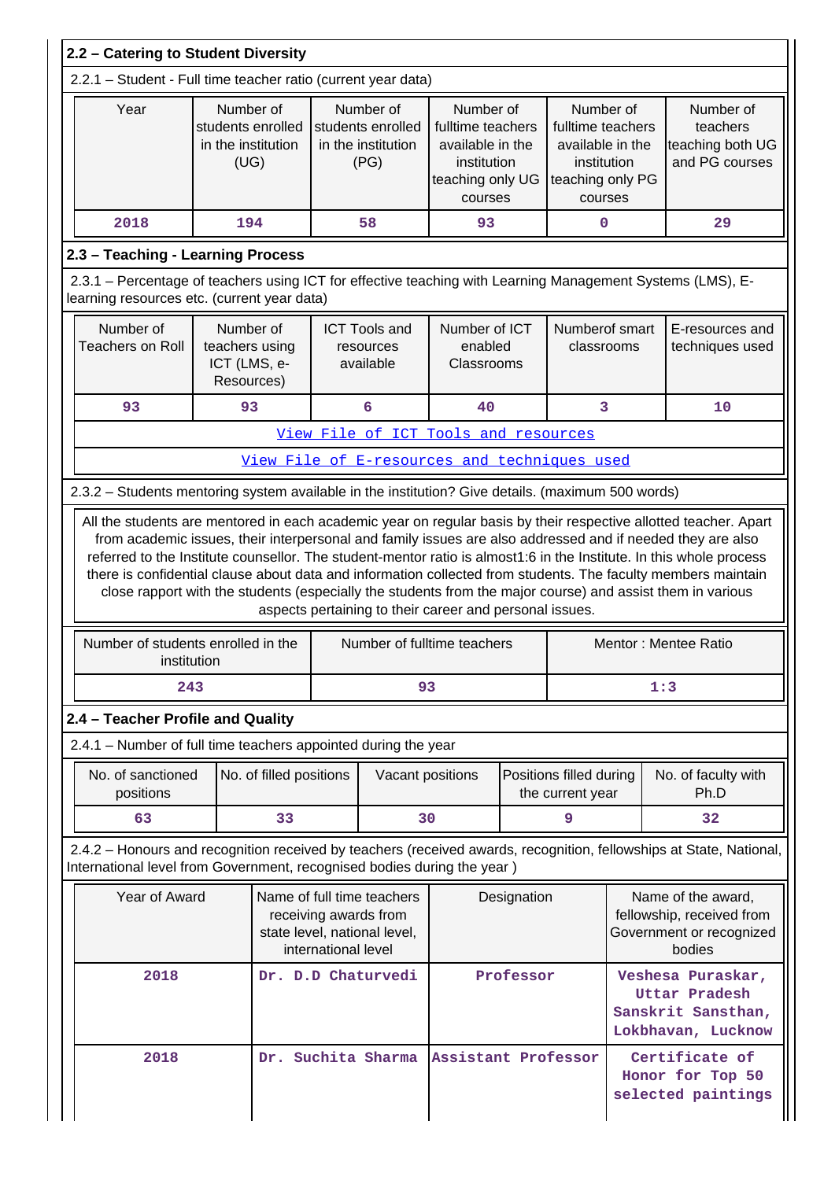## 2.2 – Catering to Student Diversity

2.2.1 – Student - Full time teacher ratio (current year data)

| Year | Number of students enrolled in the institution (UG) | Number of students enrolled in the institution (PG) | Number of fulltime teachers available in the institution teaching only UG courses | Number of fulltime teachers available in the institution teaching only PG courses | Number of teachers teaching both UG and PG courses |
|---|---|---|---|---|---|
| 2018 | 194 | 58 | 93 | 0 | 29 |

## 2.3 – Teaching - Learning Process

2.3.1 – Percentage of teachers using ICT for effective teaching with Learning Management Systems (LMS), E-learning resources etc. (current year data)

| Number of Teachers on Roll | Number of teachers using ICT (LMS, e-Resources) | ICT Tools and resources available | Number of ICT enabled Classrooms | Numberof smart classrooms | E-resources and techniques used |
|---|---|---|---|---|---|
| 93 | 93 | 6 | 40 | 3 | 10 |

[View File of ICT Tools and resources]

[View File of E-resources and techniques used]

2.3.2 – Students mentoring system available in the institution? Give details. (maximum 500 words)

All the students are mentored in each academic year on regular basis by their respective allotted teacher. Apart from academic issues, their interpersonal and family issues are also addressed and if needed they are also referred to the Institute counsellor. The student-mentor ratio is almost1:6 in the Institute. In this whole process there is confidential clause about data and information collected from students. The faculty members maintain close rapport with the students (especially the students from the major course) and assist them in various aspects pertaining to their career and personal issues.

| Number of students enrolled in the institution | Number of fulltime teachers | Mentor : Mentee Ratio |
|---|---|---|
| 243 | 93 | 1:3 |

## 2.4 – Teacher Profile and Quality

2.4.1 – Number of full time teachers appointed during the year

| No. of sanctioned positions | No. of filled positions | Vacant positions | Positions filled during the current year | No. of faculty with Ph.D |
|---|---|---|---|---|
| 63 | 33 | 30 | 9 | 32 |

2.4.2 – Honours and recognition received by teachers (received awards, recognition, fellowships at State, National, International level from Government, recognised bodies during the year )

| Year of Award | Name of full time teachers receiving awards from state level, national level, international level | Designation | Name of the award, fellowship, received from Government or recognized bodies |
|---|---|---|---|
| 2018 | Dr. D.D Chaturvedi | Professor | Veshesa Puraskar, Uttar Pradesh Sanskrit Sansthan, Lokbhavan, Lucknow |
| 2018 | Dr. Suchita Sharma | Assistant Professor | Certificate of Honor for Top 50 selected paintings |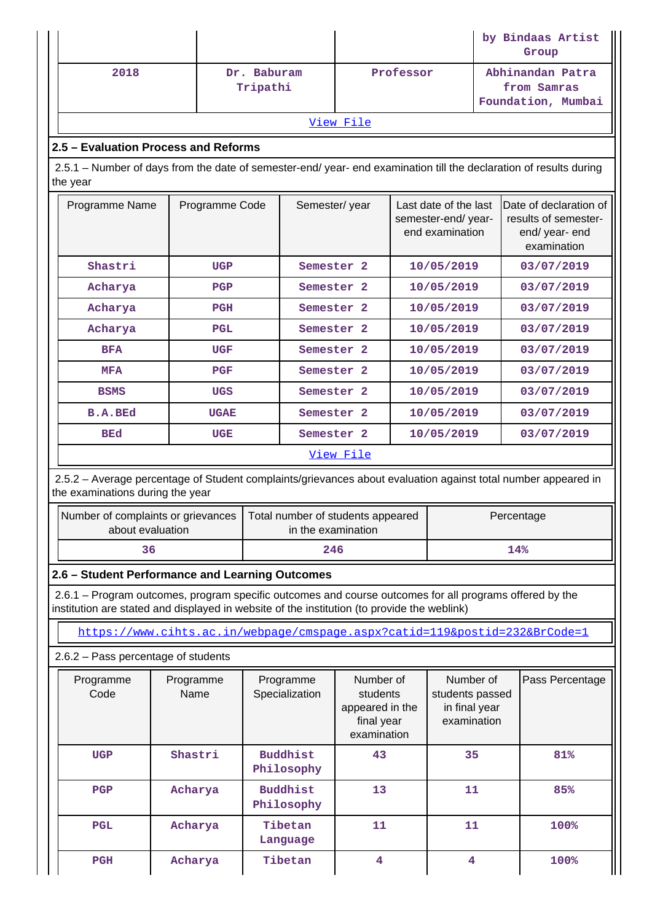| | | | by Bindaas Artist Group |
|---|---|---|---|
| 2018 | Dr. Baburam Tripathi | Professor | Abhinandan Patra from Samras Foundation, Mumbai |

View File

## 2.5 – Evaluation Process and Reforms

2.5.1 – Number of days from the date of semester-end/ year- end examination till the declaration of results during the year

| Programme Name | Programme Code | Semester/ year | Last date of the last semester-end/ year- end examination | Date of declaration of results of semester- end/ year- end examination |
|---|---|---|---|---|
| Shastri | UGP | Semester 2 | 10/05/2019 | 03/07/2019 |
| Acharya | PGP | Semester 2 | 10/05/2019 | 03/07/2019 |
| Acharya | PGH | Semester 2 | 10/05/2019 | 03/07/2019 |
| Acharya | PGL | Semester 2 | 10/05/2019 | 03/07/2019 |
| BFA | UGF | Semester 2 | 10/05/2019 | 03/07/2019 |
| MFA | PGF | Semester 2 | 10/05/2019 | 03/07/2019 |
| BSMS | UGS | Semester 2 | 10/05/2019 | 03/07/2019 |
| B.A.BEd | UGAE | Semester 2 | 10/05/2019 | 03/07/2019 |
| BEd | UGE | Semester 2 | 10/05/2019 | 03/07/2019 |

View File

2.5.2 – Average percentage of Student complaints/grievances about evaluation against total number appeared in the examinations during the year

| Number of complaints or grievances about evaluation | Total number of students appeared in the examination | Percentage |
|---|---|---|
| 36 | 246 | 14% |

## 2.6 – Student Performance and Learning Outcomes

2.6.1 – Program outcomes, program specific outcomes and course outcomes for all programs offered by the institution are stated and displayed in website of the institution (to provide the weblink)

https://www.cihts.ac.in/webpage/cmspage.aspx?catid=119&postid=232&BrCode=1

2.6.2 – Pass percentage of students

| Programme Code | Programme Name | Programme Specialization | Number of students appeared in the final year examination | Number of students passed in final year examination | Pass Percentage |
|---|---|---|---|---|---|
| UGP | Shastri | Buddhist Philosophy | 43 | 35 | 81% |
| PGP | Acharya | Buddhist Philosophy | 13 | 11 | 85% |
| PGL | Acharya | Tibetan Language | 11 | 11 | 100% |
| PGH | Acharya | Tibetan | 4 | 4 | 100% |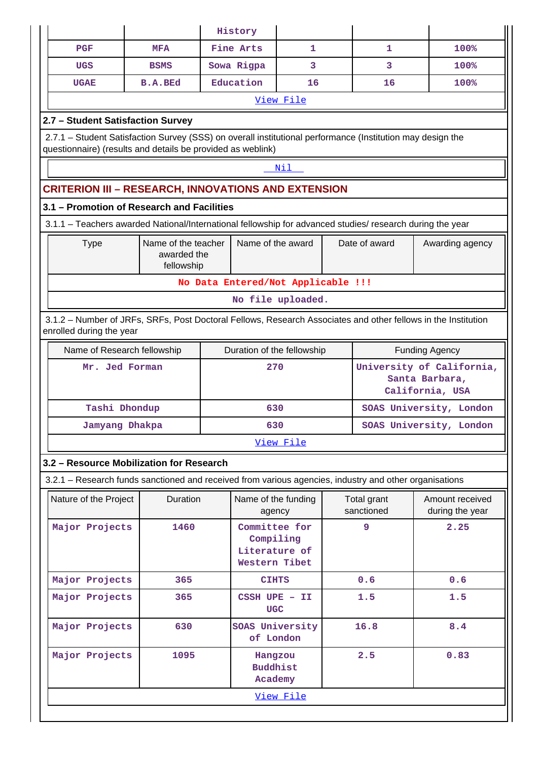|  |  | History |  |  |  |
|---|---|---|---|---|---|
| PGF | MFA | Fine Arts | 1 | 1 | 100% |
| UGS | BSMS | Sowa Rigpa | 3 | 3 | 100% |
| UGAE | B.A.BEd | Education | 16 | 16 | 100% |

View File

### 2.7 – Student Satisfaction Survey

2.7.1 – Student Satisfaction Survey (SSS) on overall institutional performance (Institution may design the questionnaire) (results and details be provided as weblink)

Nil

## CRITERION III – RESEARCH, INNOVATIONS AND EXTENSION

### 3.1 – Promotion of Research and Facilities

3.1.1 – Teachers awarded National/International fellowship for advanced studies/ research during the year

| Type | Name of the teacher awarded the fellowship | Name of the award | Date of award | Awarding agency |
|---|---|---|---|---|
| No Data Entered/Not Applicable !!! | | | | |

No file uploaded.

3.1.2 – Number of JRFs, SRFs, Post Doctoral Fellows, Research Associates and other fellows in the Institution enrolled during the year

| Name of Research fellowship | Duration of the fellowship | Funding Agency |
|---|---|---|
| Mr. Jed Forman | 270 | University of California, Santa Barbara, California, USA |
| Tashi Dhondup | 630 | SOAS University, London |
| Jamyang Dhakpa | 630 | SOAS University, London |

View File

### 3.2 – Resource Mobilization for Research

3.2.1 – Research funds sanctioned and received from various agencies, industry and other organisations

| Nature of the Project | Duration | Name of the funding agency | Total grant sanctioned | Amount received during the year |
|---|---|---|---|---|
| Major Projects | 1460 | Committee for Compiling Literature of Western Tibet | 9 | 2.25 |
| Major Projects | 365 | CIHTS | 0.6 | 0.6 |
| Major Projects | 365 | CSSH UPE – II UGC | 1.5 | 1.5 |
| Major Projects | 630 | SOAS University of London | 16.8 | 8.4 |
| Major Projects | 1095 | Hangzou Buddhist Academy | 2.5 | 0.83 |

View File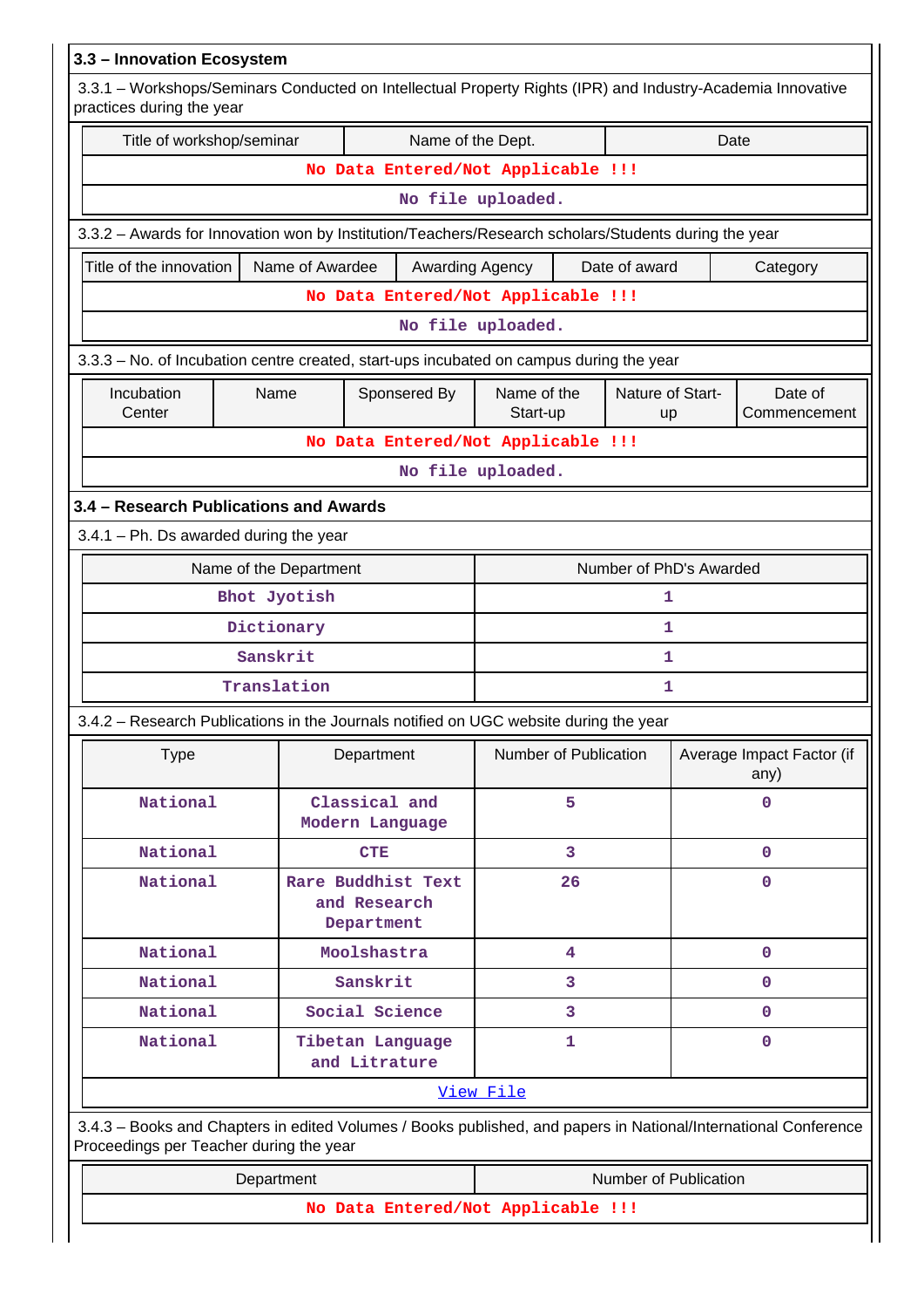### 3.3 – Innovation Ecosystem

3.3.1 – Workshops/Seminars Conducted on Intellectual Property Rights (IPR) and Industry-Academia Innovative practices during the year

| Title of workshop/seminar | Name of the Dept. | Date |
|---|---|---|
| No Data Entered/Not Applicable !!! | | |
| No file uploaded. | | |

3.3.2 – Awards for Innovation won by Institution/Teachers/Research scholars/Students during the year

| Title of the innovation | Name of Awardee | Awarding Agency | Date of award | Category |
|---|---|---|---|---|
| No Data Entered/Not Applicable !!! | | | | |
| No file uploaded. | | | | |

3.3.3 – No. of Incubation centre created, start-ups incubated on campus during the year

| Incubation Center | Name | Sponsered By | Name of the Start-up | Nature of Start-up | Date of Commencement |
|---|---|---|---|---|---|
| No Data Entered/Not Applicable !!! | | | | | |
| No file uploaded. | | | | | |

### 3.4 – Research Publications and Awards

3.4.1 – Ph. Ds awarded during the year

| Name of the Department | Number of PhD's Awarded |
|---|---|
| Bhot Jyotish | 1 |
| Dictionary | 1 |
| Sanskrit | 1 |
| Translation | 1 |

3.4.2 – Research Publications in the Journals notified on UGC website during the year

| Type | Department | Number of Publication | Average Impact Factor (if any) |
|---|---|---|---|
| National | Classical and Modern Language | 5 | 0 |
| National | CTE | 3 | 0 |
| National | Rare Buddhist Text and Research Department | 26 | 0 |
| National | Moolshastra | 4 | 0 |
| National | Sanskrit | 3 | 0 |
| National | Social Science | 3 | 0 |
| National | Tibetan Language and Litrature | 1 | 0 |
| View File | | | |

3.4.3 – Books and Chapters in edited Volumes / Books published, and papers in National/International Conference Proceedings per Teacher during the year

| Department | Number of Publication |
|---|---|
| No Data Entered/Not Applicable !!! | |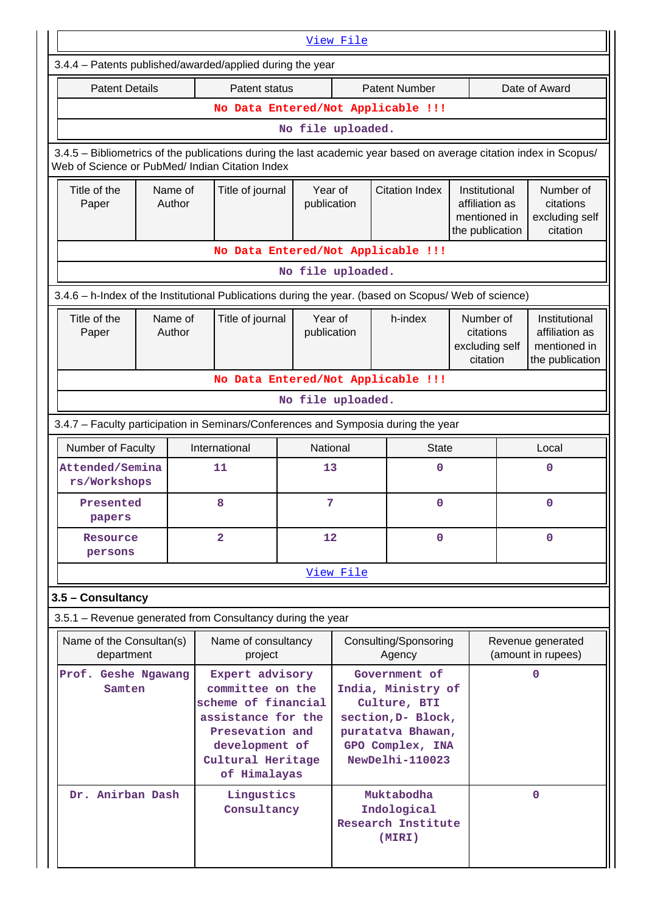View File

3.4.4 – Patents published/awarded/applied during the year

| Patent Details | Patent status | Patent Number | Date of Award |
|---|---|---|---|
| No Data Entered/Not Applicable !!! | | | |
| No file uploaded. | | | |

3.4.5 – Bibliometrics of the publications during the last academic year based on average citation index in Scopus/ Web of Science or PubMed/ Indian Citation Index

| Title of the Paper | Name of Author | Title of journal | Year of publication | Citation Index | Institutional affiliation as mentioned in the publication | Number of citations excluding self citation |
|---|---|---|---|---|---|---|
| No Data Entered/Not Applicable !!! | | | | | | |
| No file uploaded. | | | | | | |

3.4.6 – h-Index of the Institutional Publications during the year. (based on Scopus/ Web of science)

| Title of the Paper | Name of Author | Title of journal | Year of publication | h-index | Number of citations excluding self citation | Institutional affiliation as mentioned in the publication |
|---|---|---|---|---|---|---|
| No Data Entered/Not Applicable !!! | | | | | | |
| No file uploaded. | | | | | | |

3.4.7 – Faculty participation in Seminars/Conferences and Symposia during the year

| Number of Faculty | International | National | State | Local |
|---|---|---|---|---|
| Attended/Seminars/Workshops | 11 | 13 | 0 | 0 |
| Presented papers | 8 | 7 | 0 | 0 |
| Resource persons | 2 | 12 | 0 | 0 |

View File

### 3.5 – Consultancy

3.5.1 – Revenue generated from Consultancy during the year

| Name of the Consultan(s) department | Name of consultancy project | Consulting/Sponsoring Agency | Revenue generated (amount in rupees) |
|---|---|---|---|
| Prof. Geshe Ngawang Samten | Expert advisory committee on the scheme of financial assistance for the Presevation and development of Cultural Heritage of Himalayas | Government of India, Ministry of Culture, BTI section,D- Block, puratatva Bhawan, GPO Complex, INA NewDelhi-110023 | 0 |
| Dr. Anirban Dash | Lingustics Consultancy | Muktabodha Indological Research Institute (MIRI) | 0 |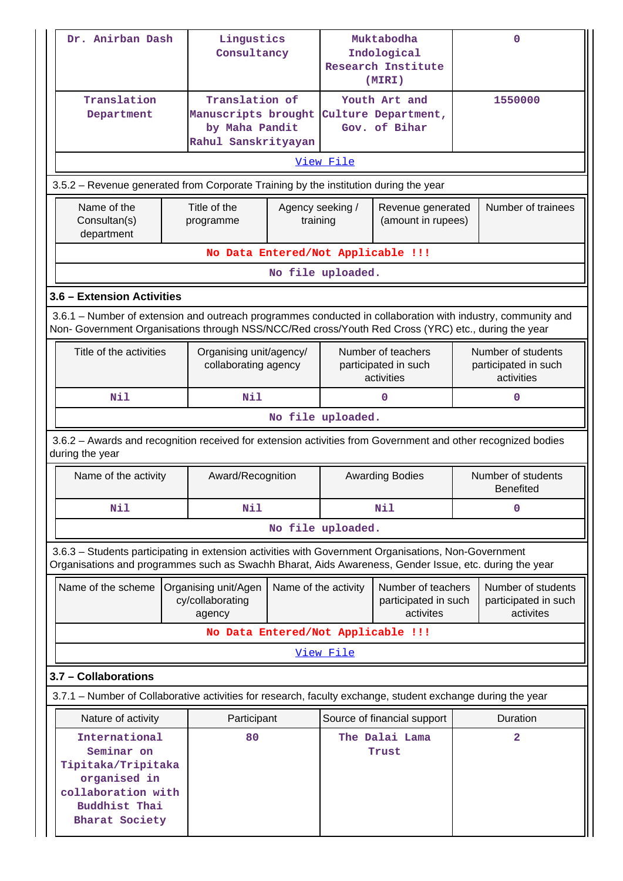| Dr. Anirban Dash | Lingustics Consultancy | Muktabodha Indological Research Institute (MIRI) | 0 |
|---|---|---|---|
| Translation Department | Translation of Manuscripts brought by Maha Pandit Rahul Sanskrityayan | Youth Art and Culture Department, Gov. of Bihar | 1550000 |

View File

3.5.2 – Revenue generated from Corporate Training by the institution during the year

| Name of the Consultan(s) department | Title of the programme | Agency seeking / training | Revenue generated (amount in rupees) | Number of trainees |
|---|---|---|---|---|

No Data Entered/Not Applicable !!!

No file uploaded.

### 3.6 – Extension Activities

3.6.1 – Number of extension and outreach programmes conducted in collaboration with industry, community and Non- Government Organisations through NSS/NCC/Red cross/Youth Red Cross (YRC) etc., during the year

| Title of the activities | Organising unit/agency/ collaborating agency | Number of teachers participated in such activities | Number of students participated in such activities |
|---|---|---|---|
| Nil | Nil | 0 | 0 |

No file uploaded.

3.6.2 – Awards and recognition received for extension activities from Government and other recognized bodies during the year

| Name of the activity | Award/Recognition | Awarding Bodies | Number of students Benefited |
|---|---|---|---|
| Nil | Nil | Nil | 0 |

No file uploaded.

3.6.3 – Students participating in extension activities with Government Organisations, Non-Government Organisations and programmes such as Swachh Bharat, Aids Awareness, Gender Issue, etc. during the year

| Name of the scheme | Organising unit/Agency/collaborating agency | Name of the activity | Number of teachers participated in such activites | Number of students participated in such activites |
|---|---|---|---|---|

No Data Entered/Not Applicable !!!

View File

### 3.7 – Collaborations

3.7.1 – Number of Collaborative activities for research, faculty exchange, student exchange during the year

| Nature of activity | Participant | Source of financial support | Duration |
|---|---|---|---|
| International Seminar on Tipitaka/Tripitaka organised in collaboration with Buddhist Thai Bharat Society | 80 | The Dalai Lama Trust | 2 |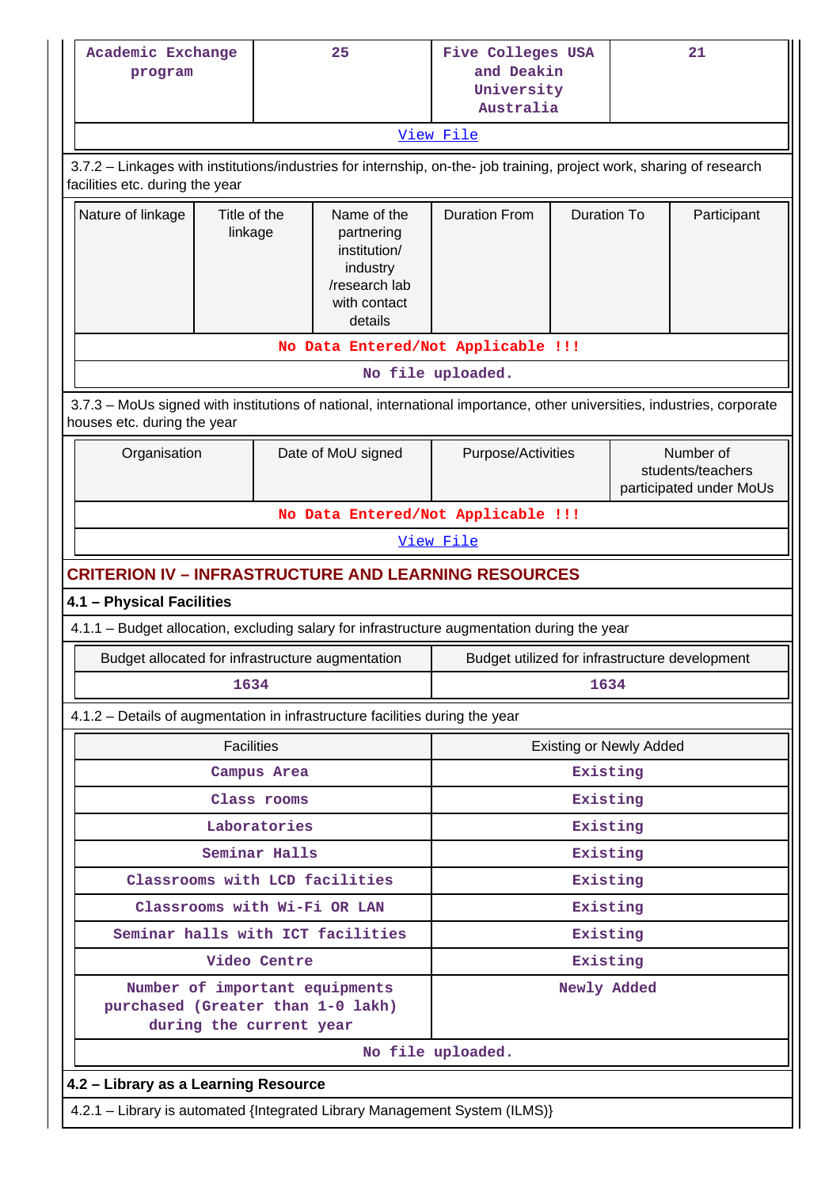| Academic Exchange program | 25 | Five Colleges USA and Deakin University Australia | 21 |
|---|---|---|---|

View File

3.7.2 – Linkages with institutions/industries for internship, on-the- job training, project work, sharing of research facilities etc. during the year

| Nature of linkage | Title of the linkage | Name of the partnering institution/ industry /research lab with contact details | Duration From | Duration To | Participant |
|---|---|---|---|---|---|
| No Data Entered/Not Applicable !!! | | | | | |

No file uploaded.

3.7.3 – MoUs signed with institutions of national, international importance, other universities, industries, corporate houses etc. during the year

| Organisation | Date of MoU signed | Purpose/Activities | Number of students/teachers participated under MoUs |
|---|---|---|---|
| No Data Entered/Not Applicable !!! | | | |

View File

## CRITERION IV – INFRASTRUCTURE AND LEARNING RESOURCES

### 4.1 – Physical Facilities

4.1.1 – Budget allocation, excluding salary for infrastructure augmentation during the year

| Budget allocated for infrastructure augmentation | Budget utilized for infrastructure development |
|---|---|
| 1634 | 1634 |

4.1.2 – Details of augmentation in infrastructure facilities during the year

| Facilities | Existing or Newly Added |
|---|---|
| Campus Area | Existing |
| Class rooms | Existing |
| Laboratories | Existing |
| Seminar Halls | Existing |
| Classrooms with LCD facilities | Existing |
| Classrooms with Wi-Fi OR LAN | Existing |
| Seminar halls with ICT facilities | Existing |
| Video Centre | Existing |
| Number of important equipments purchased (Greater than 1-0 lakh) during the current year | Newly Added |

No file uploaded.

### 4.2 – Library as a Learning Resource

4.2.1 – Library is automated {Integrated Library Management System (ILMS)}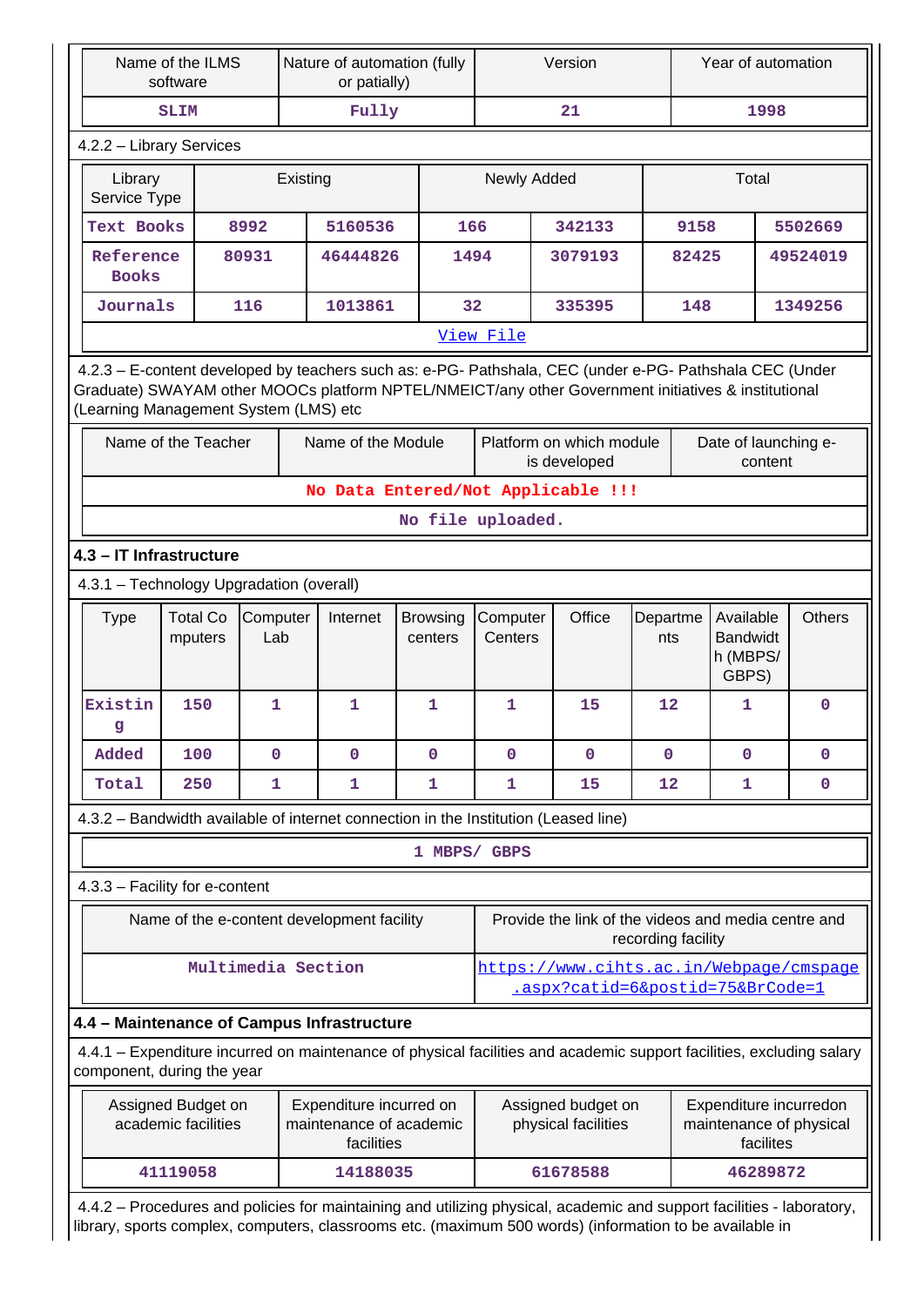| Name of the ILMS software | Nature of automation (fully or patially) | Version | Year of automation |
|---|---|---|---|
| SLIM | Fully | 21 | 1998 |

4.2.2 – Library Services

| Library Service Type | Existing | | Newly Added | | Total | |
|---|---|---|---|---|---|---|
| Text Books | 8992 | 5160536 | 166 | 342133 | 9158 | 5502669 |
| Reference Books | 80931 | 46444826 | 1494 | 3079193 | 82425 | 49524019 |
| Journals | 116 | 1013861 | 32 | 335395 | 148 | 1349256 |
| View File | | | | | | |

4.2.3 – E-content developed by teachers such as: e-PG- Pathshala, CEC (under e-PG- Pathshala CEC (Under Graduate) SWAYAM other MOOCs platform NPTEL/NMEICT/any other Government initiatives & institutional (Learning Management System (LMS) etc

| Name of the Teacher | Name of the Module | Platform on which module is developed | Date of launching e-content |
|---|---|---|---|
| No Data Entered/Not Applicable !!! | | | |
| No file uploaded. | | | |

## 4.3 – IT Infrastructure

4.3.1 – Technology Upgradation (overall)

| Type | Total Computers | Computer Lab | Internet | Browsing centers | Computer Centers | Office | Departments | Available Bandwidth (MBPS/ GBPS) | Others |
|---|---|---|---|---|---|---|---|---|---|
| Existing | 150 | 1 | 1 | 1 | 1 | 15 | 12 | 1 | 0 |
| Added | 100 | 0 | 0 | 0 | 0 | 0 | 0 | 0 | 0 |
| Total | 250 | 1 | 1 | 1 | 1 | 15 | 12 | 1 | 0 |

4.3.2 – Bandwidth available of internet connection in the Institution (Leased line)

1 MBPS/ GBPS

4.3.3 – Facility for e-content

| Name of the e-content development facility | Provide the link of the videos and media centre and recording facility |
|---|---|
| Multimedia Section | https://www.cihts.ac.in/Webpage/cmspage.aspx?catid=6&postid=75&BrCode=1 |

## 4.4 – Maintenance of Campus Infrastructure

4.4.1 – Expenditure incurred on maintenance of physical facilities and academic support facilities, excluding salary component, during the year

| Assigned Budget on academic facilities | Expenditure incurred on maintenance of academic facilities | Assigned budget on physical facilities | Expenditure incurredon maintenance of physical facilites |
|---|---|---|---|
| 41119058 | 14188035 | 61678588 | 46289872 |

4.4.2 – Procedures and policies for maintaining and utilizing physical, academic and support facilities - laboratory, library, sports complex, computers, classrooms etc. (maximum 500 words) (information to be available in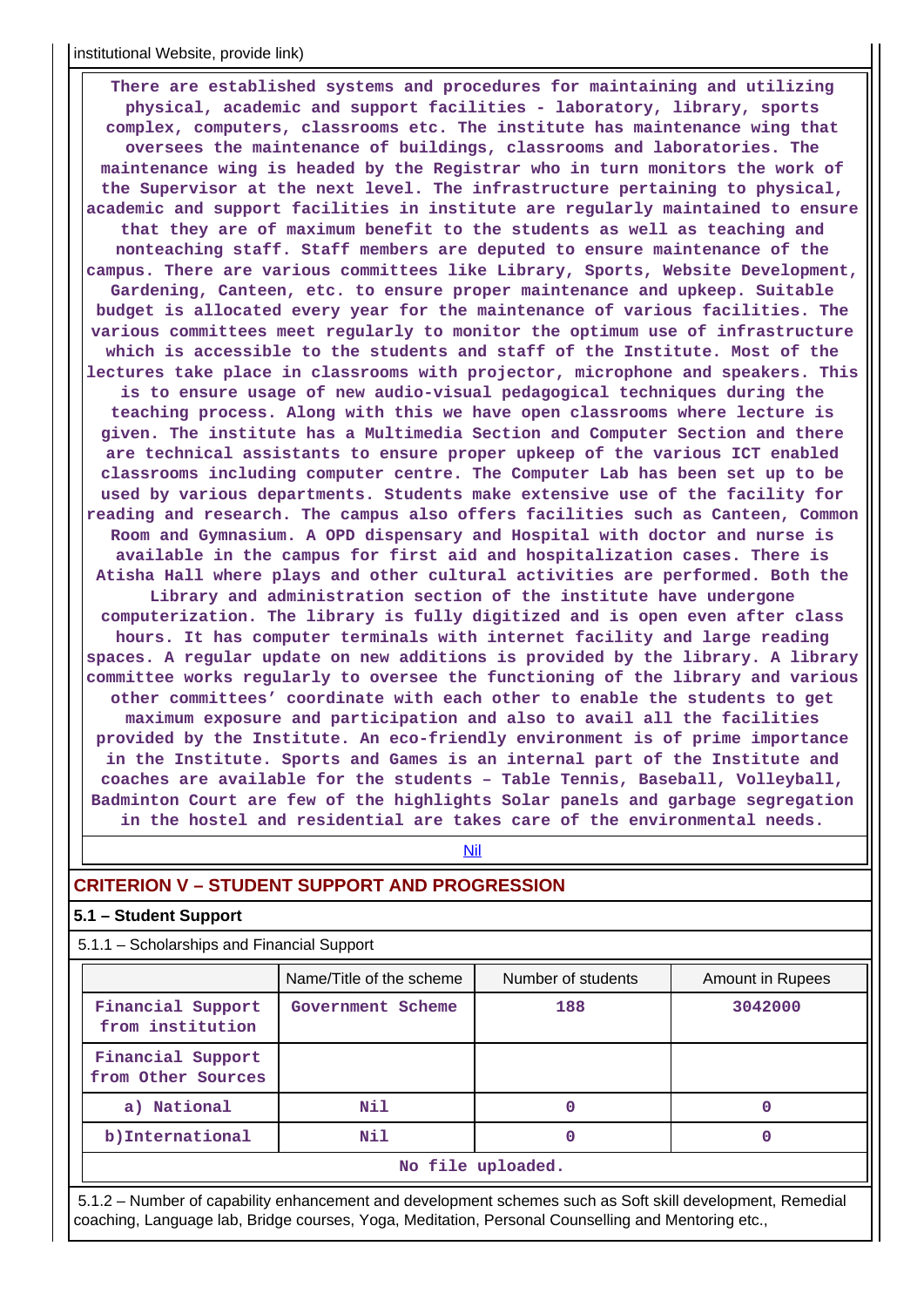institutional Website, provide link)

There are established systems and procedures for maintaining and utilizing physical, academic and support facilities - laboratory, library, sports complex, computers, classrooms etc. The institute has maintenance wing that oversees the maintenance of buildings, classrooms and laboratories. The maintenance wing is headed by the Registrar who in turn monitors the work of the Supervisor at the next level. The infrastructure pertaining to physical, academic and support facilities in institute are regularly maintained to ensure that they are of maximum benefit to the students as well as teaching and nonteaching staff. Staff members are deputed to ensure maintenance of the campus. There are various committees like Library, Sports, Website Development, Gardening, Canteen, etc. to ensure proper maintenance and upkeep. Suitable budget is allocated every year for the maintenance of various facilities. The various committees meet regularly to monitor the optimum use of infrastructure which is accessible to the students and staff of the Institute. Most of the lectures take place in classrooms with projector, microphone and speakers. This is to ensure usage of new audio-visual pedagogical techniques during the teaching process. Along with this we have open classrooms where lecture is given. The institute has a Multimedia Section and Computer Section and there are technical assistants to ensure proper upkeep of the various ICT enabled classrooms including computer centre. The Computer Lab has been set up to be used by various departments. Students make extensive use of the facility for reading and research. The campus also offers facilities such as Canteen, Common Room and Gymnasium. A OPD dispensary and Hospital with doctor and nurse is available in the campus for first aid and hospitalization cases. There is Atisha Hall where plays and other cultural activities are performed. Both the Library and administration section of the institute have undergone computerization. The library is fully digitized and is open even after class hours. It has computer terminals with internet facility and large reading spaces. A regular update on new additions is provided by the library. A library committee works regularly to oversee the functioning of the library and various other committees' coordinate with each other to enable the students to get maximum exposure and participation and also to avail all the facilities provided by the Institute. An eco-friendly environment is of prime importance in the Institute. Sports and Games is an internal part of the Institute and coaches are available for the students – Table Tennis, Baseball, Volleyball, Badminton Court are few of the highlights Solar panels and garbage segregation in the hostel and residential are takes care of the environmental needs.

Nil

## CRITERION V – STUDENT SUPPORT AND PROGRESSION

### 5.1 – Student Support

5.1.1 – Scholarships and Financial Support

| | Name/Title of the scheme | Number of students | Amount in Rupees |
|---|---|---|---|
| Financial Support from institution | Government Scheme | 188 | 3042000 |
| Financial Support from Other Sources | | | |
| a) National | Nil | 0 | 0 |
| b)International | Nil | 0 | 0 |
| No file uploaded. | | | |

5.1.2 – Number of capability enhancement and development schemes such as Soft skill development, Remedial coaching, Language lab, Bridge courses, Yoga, Meditation, Personal Counselling and Mentoring etc.,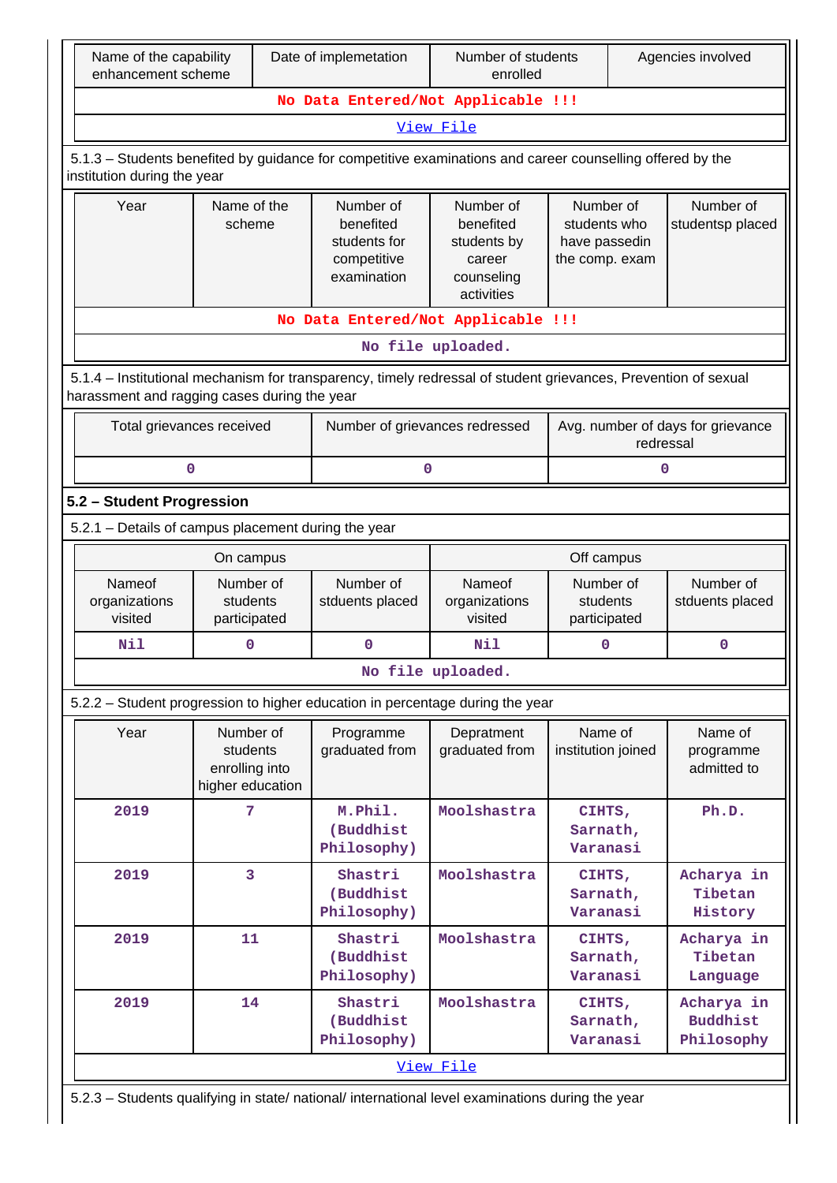| Name of the capability enhancement scheme | Date of implemetation | Number of students enrolled | Agencies involved |
|---|---|---|---|
| No Data Entered/Not Applicable !!! | | | |
| View File | | | |

5.1.3 – Students benefited by guidance for competitive examinations and career counselling offered by the institution during the year

| Year | Name of the scheme | Number of benefited students for competitive examination | Number of benefited students by career counseling activities | Number of students who have passedin the comp. exam | Number of studentsp placed |
|---|---|---|---|---|---|
| No Data Entered/Not Applicable !!! | | | | | |
| No file uploaded. | | | | | |

5.1.4 – Institutional mechanism for transparency, timely redressal of student grievances, Prevention of sexual harassment and ragging cases during the year

| Total grievances received | Number of grievances redressed | Avg. number of days for grievance redressal |
|---|---|---|
| 0 | 0 | 0 |

## 5.2 – Student Progression

5.2.1 – Details of campus placement during the year

| On campus | | | Off campus | | |
|---|---|---|---|---|---|
| Nameof organizations visited | Number of students participated | Number of stduents placed | Nameof organizations visited | Number of students participated | Number of stduents placed |
| Nil | 0 | 0 | Nil | 0 | 0 |
| No file uploaded. | | | | | |

5.2.2 – Student progression to higher education in percentage during the year

| Year | Number of students enrolling into higher education | Programme graduated from | Depratment graduated from | Name of institution joined | Name of programme admitted to |
|---|---|---|---|---|---|
| 2019 | 7 | M.Phil. (Buddhist Philosophy) | Moolshastra | CIHTS, Sarnath, Varanasi | Ph.D. |
| 2019 | 3 | Shastri (Buddhist Philosophy) | Moolshastra | CIHTS, Sarnath, Varanasi | Acharya in Tibetan History |
| 2019 | 11 | Shastri (Buddhist Philosophy) | Moolshastra | CIHTS, Sarnath, Varanasi | Acharya in Tibetan Language |
| 2019 | 14 | Shastri (Buddhist Philosophy) | Moolshastra | CIHTS, Sarnath, Varanasi | Acharya in Buddhist Philosophy |
| View File | | | | | |

5.2.3 – Students qualifying in state/ national/ international level examinations during the year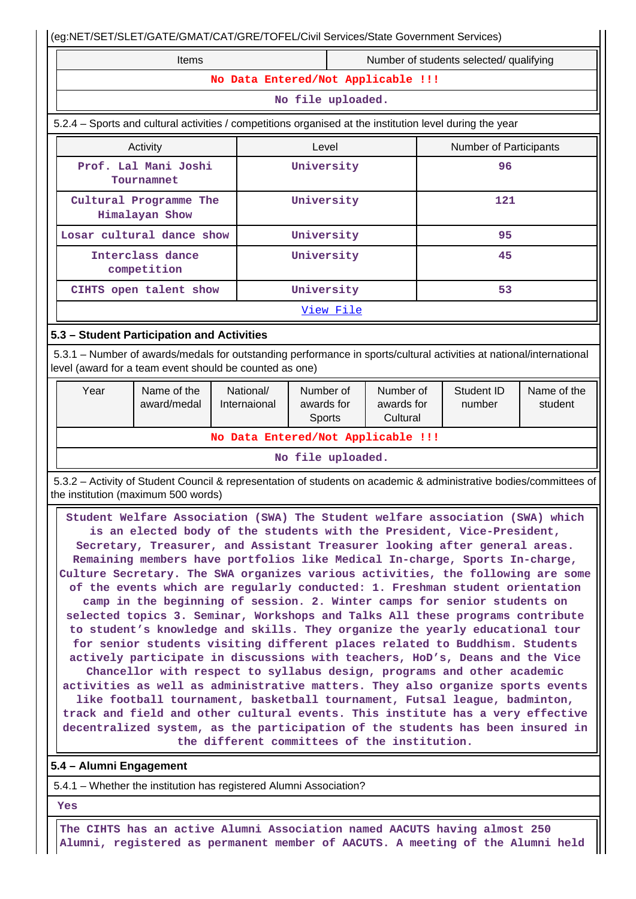(eg:NET/SET/SLET/GATE/GMAT/CAT/GRE/TOFEL/Civil Services/State Government Services)

| Items | Number of students selected/ qualifying |
|---|---|
| No Data Entered/Not Applicable !!! | |
| No file uploaded. | |

5.2.4 – Sports and cultural activities / competitions organised at the institution level during the year

| Activity | Level | Number of Participants |
|---|---|---|
| Prof. Lal Mani Joshi Tournamnet | University | 96 |
| Cultural Programme The Himalayan Show | University | 121 |
| Losar cultural dance show | University | 95 |
| Interclass dance competition | University | 45 |
| CIHTS open talent show | University | 53 |
| View File | | |

### 5.3 – Student Participation and Activities

5.3.1 – Number of awards/medals for outstanding performance in sports/cultural activities at national/international level (award for a team event should be counted as one)

| Year | Name of the award/medal | National/ Internaional | Number of awards for Sports | Number of awards for Cultural | Student ID number | Name of the student |
|---|---|---|---|---|---|---|
| No Data Entered/Not Applicable !!! | | | | | | |
| No file uploaded. | | | | | | |

5.3.2 – Activity of Student Council & representation of students on academic & administrative bodies/committees of the institution (maximum 500 words)

Student Welfare Association (SWA) The Student welfare association (SWA) which is an elected body of the students with the President, Vice-President, Secretary, Treasurer, and Assistant Treasurer looking after general areas. Remaining members have portfolios like Medical In-charge, Sports In-charge, Culture Secretary. The SWA organizes various activities, the following are some of the events which are regularly conducted: 1. Freshman student orientation camp in the beginning of session. 2. Winter camps for senior students on selected topics 3. Seminar, Workshops and Talks All these programs contribute to student's knowledge and skills. They organize the yearly educational tour for senior students visiting different places related to Buddhism. Students actively participate in discussions with teachers, HoD's, Deans and the Vice Chancellor with respect to syllabus design, programs and other academic activities as well as administrative matters. They also organize sports events like football tournament, basketball tournament, Futsal league, badminton, track and field and other cultural events. This institute has a very effective decentralized system, as the participation of the students has been insured in the different committees of the institution.

### 5.4 – Alumni Engagement

5.4.1 – Whether the institution has registered Alumni Association?

Yes

The CIHTS has an active Alumni Association named AACUTS having almost 250 Alumni, registered as permanent member of AACUTS. A meeting of the Alumni held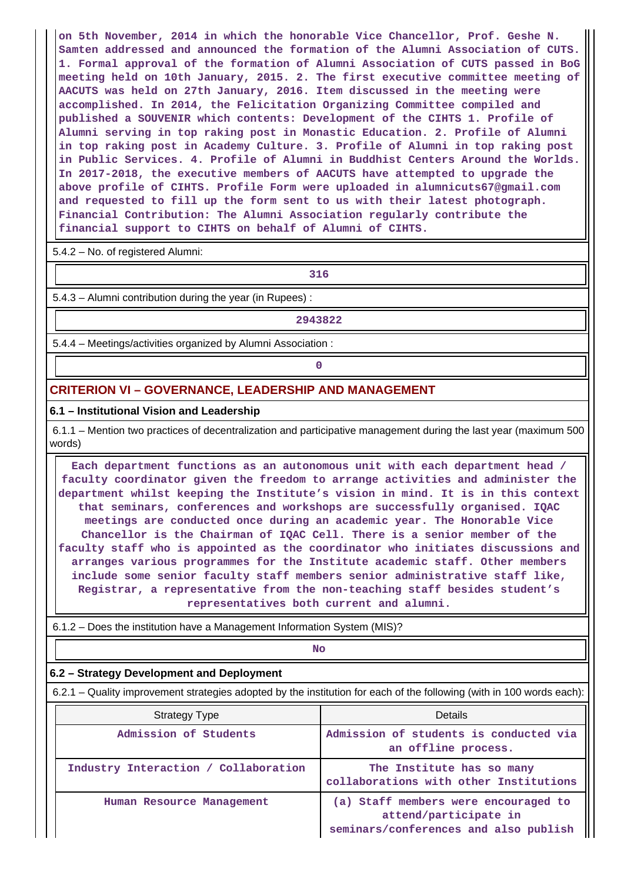on 5th November, 2014 in which the honorable Vice Chancellor, Prof. Geshe N. Samten addressed and announced the formation of the Alumni Association of CUTS. 1. Formal approval of the formation of Alumni Association of CUTS passed in BoG meeting held on 10th January, 2015. 2. The first executive committee meeting of AACUTS was held on 27th January, 2016. Item discussed in the meeting were accomplished. In 2014, the Felicitation Organizing Committee compiled and published a SOUVENIR which contents: Development of the CIHTS 1. Profile of Alumni serving in top raking post in Monastic Education. 2. Profile of Alumni in top raking post in Academy Culture. 3. Profile of Alumni in top raking post in Public Services. 4. Profile of Alumni in Buddhist Centers Around the Worlds. In 2017-2018, the executive members of AACUTS have attempted to upgrade the above profile of CIHTS. Profile Form were uploaded in alumnicuts67@gmail.com and requested to fill up the form sent to us with their latest photograph. Financial Contribution: The Alumni Association regularly contribute the financial support to CIHTS on behalf of Alumni of CIHTS.

5.4.2 – No. of registered Alumni:

316

5.4.3 – Alumni contribution during the year (in Rupees) :

2943822

5.4.4 – Meetings/activities organized by Alumni Association :

0

## CRITERION VI – GOVERNANCE, LEADERSHIP AND MANAGEMENT

### 6.1 – Institutional Vision and Leadership

6.1.1 – Mention two practices of decentralization and participative management during the last year (maximum 500 words)

Each department functions as an autonomous unit with each department head / faculty coordinator given the freedom to arrange activities and administer the department whilst keeping the Institute's vision in mind. It is in this context that seminars, conferences and workshops are successfully organised. IQAC meetings are conducted once during an academic year. The Honorable Vice Chancellor is the Chairman of IQAC Cell. There is a senior member of the faculty staff who is appointed as the coordinator who initiates discussions and arranges various programmes for the Institute academic staff. Other members include some senior faculty staff members senior administrative staff like, Registrar, a representative from the non-teaching staff besides student's representatives both current and alumni.

6.1.2 – Does the institution have a Management Information System (MIS)?

No

### 6.2 – Strategy Development and Deployment

6.2.1 – Quality improvement strategies adopted by the institution for each of the following (with in 100 words each):

| Strategy Type | Details |
|---|---|
| Admission of Students | Admission of students is conducted via an offline process. |
| Industry Interaction / Collaboration | The Institute has so many collaborations with other Institutions |
| Human Resource Management | (a) Staff members were encouraged to attend/participate in seminars/conferences and also publish |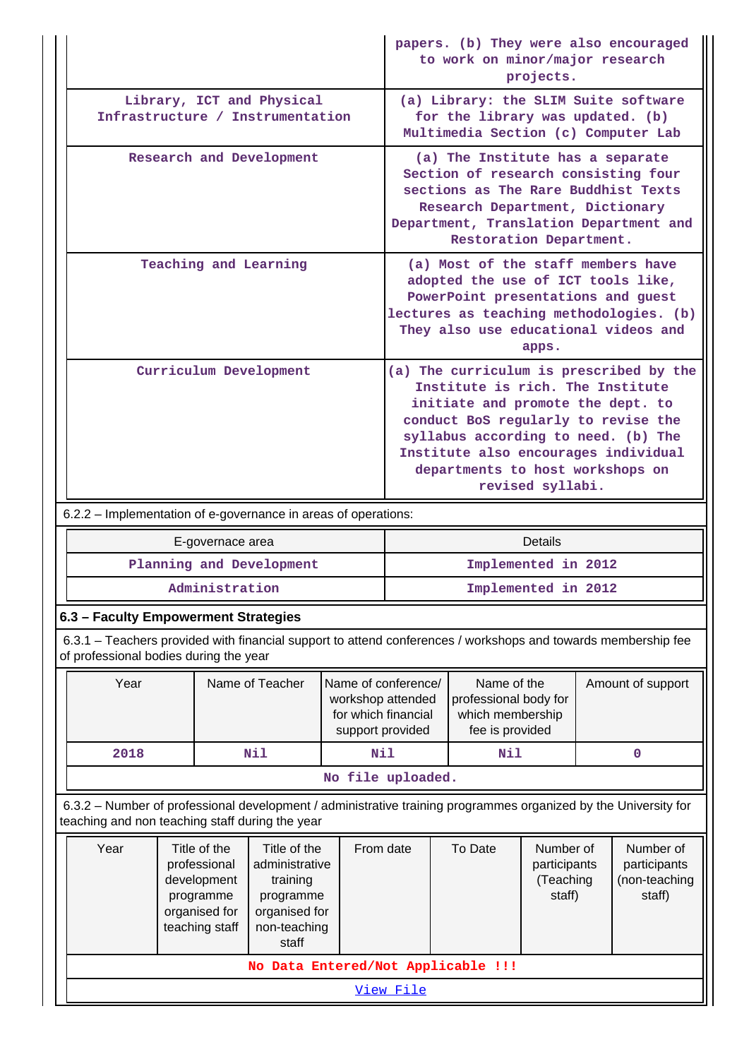| | |
|---|---|
| | papers. (b) They were also encouraged to work on minor/major research projects. |
| Library, ICT and Physical Infrastructure / Instrumentation | (a) Library: the SLIM Suite software for the library was updated. (b) Multimedia Section (c) Computer Lab |
| Research and Development | (a) The Institute has a separate Section of research consisting four sections as The Rare Buddhist Texts Research Department, Dictionary Department, Translation Department and Restoration Department. |
| Teaching and Learning | (a) Most of the staff members have adopted the use of ICT tools like, PowerPoint presentations and guest lectures as teaching methodologies. (b) They also use educational videos and apps. |
| Curriculum Development | (a) The curriculum is prescribed by the Institute is rich. The Institute initiate and promote the dept. to conduct BoS regularly to revise the syllabus according to need. (b) The Institute also encourages individual departments to host workshops on revised syllabi. |

6.2.2 – Implementation of e-governance in areas of operations:

| E-governace area | Details |
|---|---|
| Planning and Development | Implemented in 2012 |
| Administration | Implemented in 2012 |

**6.3 – Faculty Empowerment Strategies**

6.3.1 – Teachers provided with financial support to attend conferences / workshops and towards membership fee of professional bodies during the year

| Year | Name of Teacher | Name of conference/ workshop attended for which financial support provided | Name of the professional body for which membership fee is provided | Amount of support |
|---|---|---|---|---|
| 2018 | Nil | Nil | Nil | 0 |

No file uploaded.

6.3.2 – Number of professional development / administrative training programmes organized by the University for teaching and non teaching staff during the year

| Year | Title of the professional development programme organised for teaching staff | Title of the administrative training programme organised for non-teaching staff | From date | To Date | Number of participants (Teaching staff) | Number of participants (non-teaching staff) |
|---|---|---|---|---|---|---|

No Data Entered/Not Applicable !!!

View File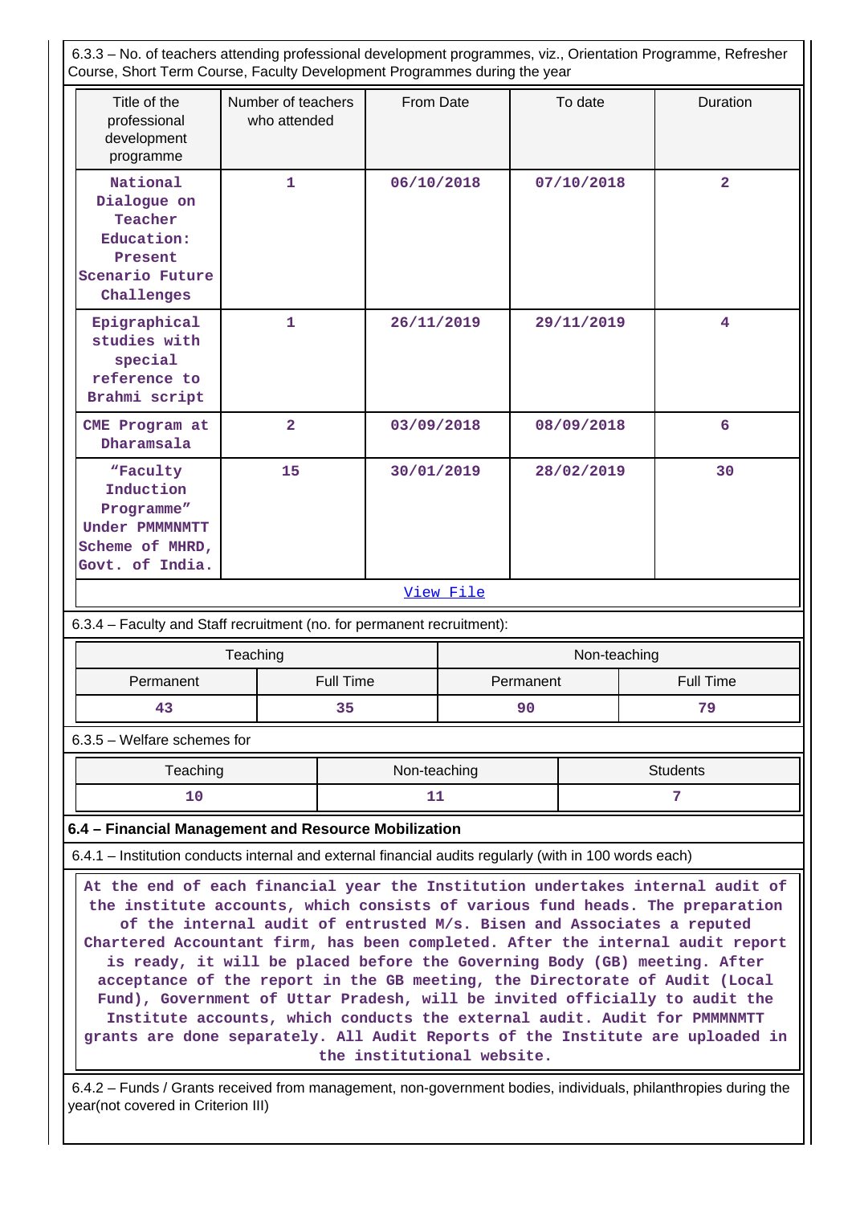6.3.3 – No. of teachers attending professional development programmes, viz., Orientation Programme, Refresher Course, Short Term Course, Faculty Development Programmes during the year

| Title of the professional development programme | Number of teachers who attended | From Date | To date | Duration |
|---|---|---|---|---|
| National Dialogue on Teacher Education: Present Scenario Future Challenges | 1 | 06/10/2018 | 07/10/2018 | 2 |
| Epigraphical studies with special reference to Brahmi script | 1 | 26/11/2019 | 29/11/2019 | 4 |
| CME Program at Dharamsala | 2 | 03/09/2018 | 08/09/2018 | 6 |
| "Faculty Induction Programme" Under PMMMNMTT Scheme of MHRD, Govt. of India. | 15 | 30/01/2019 | 28/02/2019 | 30 |

View File

6.3.4 – Faculty and Staff recruitment (no. for permanent recruitment):

| Teaching | | Non-teaching | |
|---|---|---|---|
| Permanent | Full Time | Permanent | Full Time |
| 43 | 35 | 90 | 79 |

6.3.5 – Welfare schemes for

| Teaching | Non-teaching | Students |
|---|---|---|
| 10 | 11 | 7 |

**6.4 – Financial Management and Resource Mobilization**

6.4.1 – Institution conducts internal and external financial audits regularly (with in 100 words each)

At the end of each financial year the Institution undertakes internal audit of the institute accounts, which consists of various fund heads. The preparation of the internal audit of entrusted M/s. Bisen and Associates a reputed Chartered Accountant firm, has been completed. After the internal audit report is ready, it will be placed before the Governing Body (GB) meeting. After acceptance of the report in the GB meeting, the Directorate of Audit (Local Fund), Government of Uttar Pradesh, will be invited officially to audit the Institute accounts, which conducts the external audit. Audit for PMMMNMTT grants are done separately. All Audit Reports of the Institute are uploaded in the institutional website.

6.4.2 – Funds / Grants received from management, non-government bodies, individuals, philanthropies during the year(not covered in Criterion III)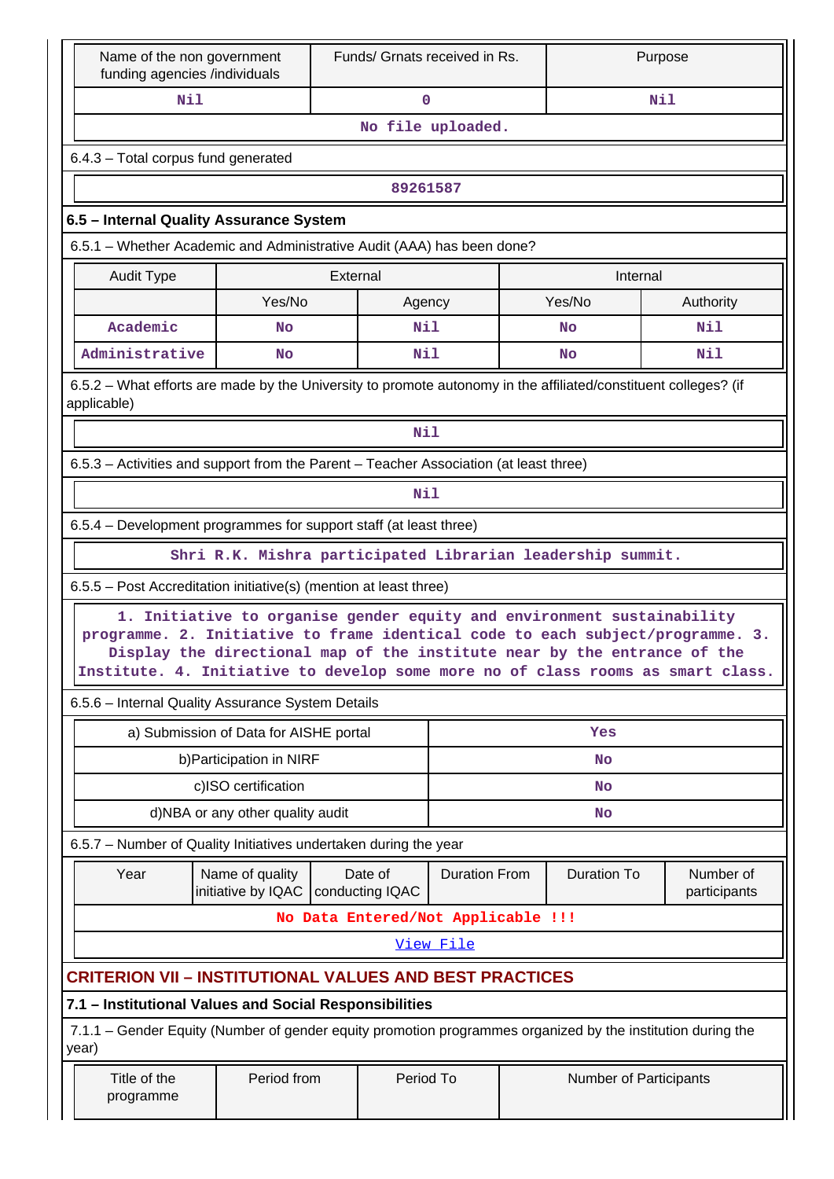| Name of the non government funding agencies /individuals | Funds/ Grnats received in Rs. | Purpose |
|---|---|---|
| Nil | 0 | Nil |
| No file uploaded. | | |

6.4.3 – Total corpus fund generated

| 89261587 |
|---|

### 6.5 – Internal Quality Assurance System

6.5.1 – Whether Academic and Administrative Audit (AAA) has been done?

| Audit Type | External | | Internal | |
|---|---|---|---|---|
| | Yes/No | Agency | Yes/No | Authority |
| Academic | No | Nil | No | Nil |
| Administrative | No | Nil | No | Nil |

6.5.2 – What efforts are made by the University to promote autonomy in the affiliated/constituent colleges? (if applicable)

| Nil |
|---|

6.5.3 – Activities and support from the Parent – Teacher Association (at least three)

| Nil |
|---|

6.5.4 – Development programmes for support staff (at least three)

| Shri R.K. Mishra participated Librarian leadership summit. |
|---|

6.5.5 – Post Accreditation initiative(s) (mention at least three)

| 1. Initiative to organise gender equity and environment sustainability programme. 2. Initiative to frame identical code to each subject/programme. 3. Display the directional map of the institute near by the entrance of the Institute. 4. Initiative to develop some more no of class rooms as smart class. |
|---|

6.5.6 – Internal Quality Assurance System Details

| | |
|---|---|
| a) Submission of Data for AISHE portal | Yes |
| b)Participation in NIRF | No |
| c)ISO certification | No |
| d)NBA or any other quality audit | No |

6.5.7 – Number of Quality Initiatives undertaken during the year

| Year | Name of quality initiative by IQAC | Date of conducting IQAC | Duration From | Duration To | Number of participants |
|---|---|---|---|---|---|
| No Data Entered/Not Applicable !!! | | | | | |
| View File | | | | | |

## CRITERION VII – INSTITUTIONAL VALUES AND BEST PRACTICES

### 7.1 – Institutional Values and Social Responsibilities

7.1.1 – Gender Equity (Number of gender equity promotion programmes organized by the institution during the year)

| Title of the programme | Period from | Period To | Number of Participants |
|---|---|---|---|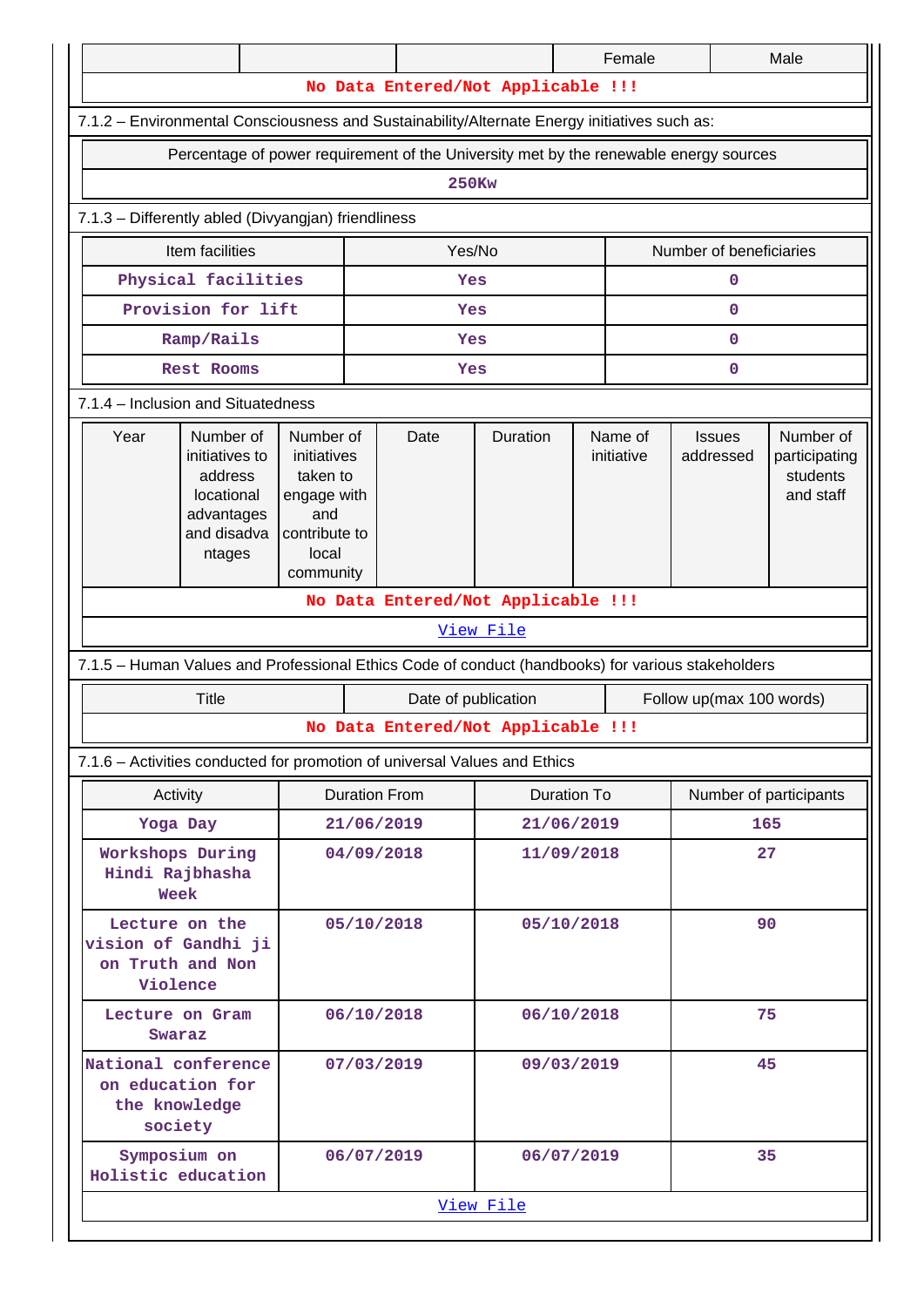| | | | Female | Male |
|---|---|---|---|---|
| No Data Entered/Not Applicable !!! | | | | |

7.1.2 – Environmental Consciousness and Sustainability/Alternate Energy initiatives such as:

| Percentage of power requirement of the University met by the renewable energy sources |
|---|
| 250Kw |

7.1.3 – Differently abled (Divyangjan) friendliness

| Item facilities | Yes/No | Number of beneficiaries |
|---|---|---|
| Physical facilities | Yes | 0 |
| Provision for lift | Yes | 0 |
| Ramp/Rails | Yes | 0 |
| Rest Rooms | Yes | 0 |

7.1.4 – Inclusion and Situatedness

| Year | Number of initiatives to address locational advantages and disadvantages | Number of initiatives taken to engage with and contribute to local community | Date | Duration | Name of initiative | Issues addressed | Number of participating students and staff |
|---|---|---|---|---|---|---|---|
| No Data Entered/Not Applicable !!! | | | | | | | |
| View File | | | | | | | |

7.1.5 – Human Values and Professional Ethics Code of conduct (handbooks) for various stakeholders

| Title | Date of publication | Follow up(max 100 words) |
|---|---|---|
| No Data Entered/Not Applicable !!! | | |

7.1.6 – Activities conducted for promotion of universal Values and Ethics

| Activity | Duration From | Duration To | Number of participants |
|---|---|---|---|
| Yoga Day | 21/06/2019 | 21/06/2019 | 165 |
| Workshops During Hindi Rajbhasha Week | 04/09/2018 | 11/09/2018 | 27 |
| Lecture on the vision of Gandhi ji on Truth and Non Violence | 05/10/2018 | 05/10/2018 | 90 |
| Lecture on Gram Swaraz | 06/10/2018 | 06/10/2018 | 75 |
| National conference on education for the knowledge society | 07/03/2019 | 09/03/2019 | 45 |
| Symposium on Holistic education | 06/07/2019 | 06/07/2019 | 35 |
| View File | | | |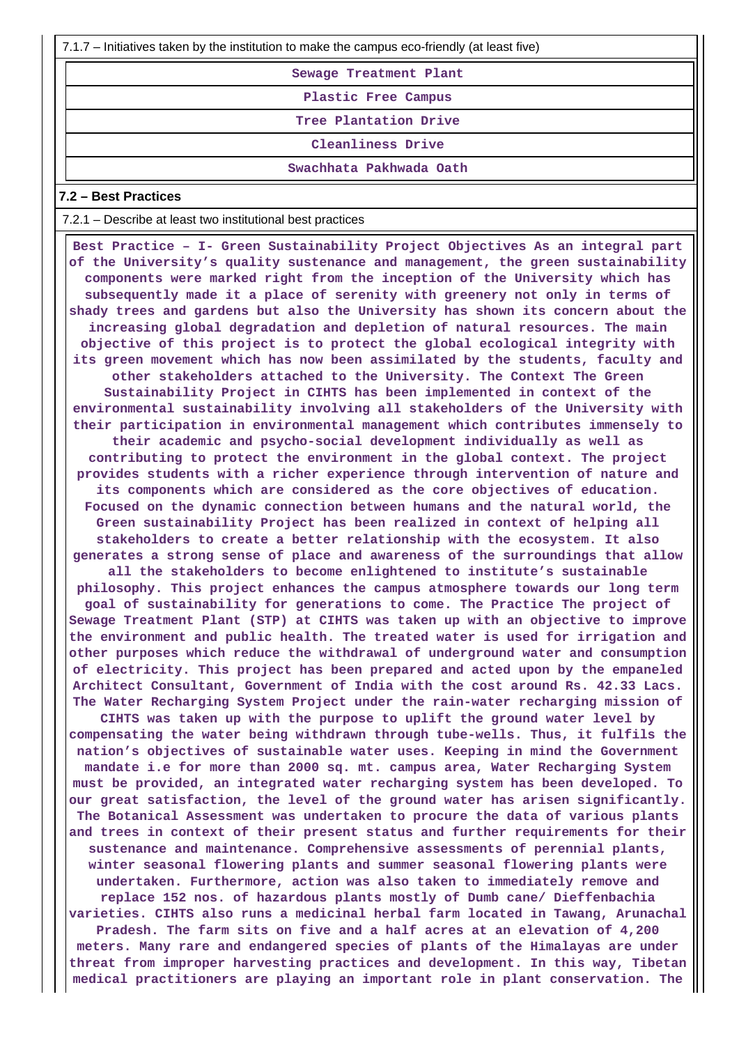7.1.7 – Initiatives taken by the institution to make the campus eco-friendly (at least five)

| |
|---|
| Sewage Treatment Plant |
| Plastic Free Campus |
| Tree Plantation Drive |
| Cleanliness Drive |
| Swachhata Pakhwada Oath |

## 7.2 – Best Practices

7.2.1 – Describe at least two institutional best practices

**Best Practice – I- Green Sustainability Project Objectives As an integral part of the University's quality sustenance and management, the green sustainability components were marked right from the inception of the University which has subsequently made it a place of serenity with greenery not only in terms of shady trees and gardens but also the University has shown its concern about the increasing global degradation and depletion of natural resources. The main objective of this project is to protect the global ecological integrity with its green movement which has now been assimilated by the students, faculty and other stakeholders attached to the University. The Context The Green Sustainability Project in CIHTS has been implemented in context of the environmental sustainability involving all stakeholders of the University with their participation in environmental management which contributes immensely to their academic and psycho-social development individually as well as contributing to protect the environment in the global context. The project provides students with a richer experience through intervention of nature and its components which are considered as the core objectives of education. Focused on the dynamic connection between humans and the natural world, the Green sustainability Project has been realized in context of helping all stakeholders to create a better relationship with the ecosystem. It also generates a strong sense of place and awareness of the surroundings that allow all the stakeholders to become enlightened to institute's sustainable philosophy. This project enhances the campus atmosphere towards our long term goal of sustainability for generations to come. The Practice The project of Sewage Treatment Plant (STP) at CIHTS was taken up with an objective to improve the environment and public health. The treated water is used for irrigation and other purposes which reduce the withdrawal of underground water and consumption of electricity. This project has been prepared and acted upon by the empaneled Architect Consultant, Government of India with the cost around Rs. 42.33 Lacs. The Water Recharging System Project under the rain-water recharging mission of CIHTS was taken up with the purpose to uplift the ground water level by compensating the water being withdrawn through tube-wells. Thus, it fulfils the nation's objectives of sustainable water uses. Keeping in mind the Government mandate i.e for more than 2000 sq. mt. campus area, Water Recharging System must be provided, an integrated water recharging system has been developed. To our great satisfaction, the level of the ground water has arisen significantly. The Botanical Assessment was undertaken to procure the data of various plants and trees in context of their present status and further requirements for their sustenance and maintenance. Comprehensive assessments of perennial plants, winter seasonal flowering plants and summer seasonal flowering plants were undertaken. Furthermore, action was also taken to immediately remove and replace 152 nos. of hazardous plants mostly of Dumb cane/ Dieffenbachia varieties. CIHTS also runs a medicinal herbal farm located in Tawang, Arunachal Pradesh. The farm sits on five and a half acres at an elevation of 4,200 meters. Many rare and endangered species of plants of the Himalayas are under threat from improper harvesting practices and development. In this way, Tibetan medical practitioners are playing an important role in plant conservation. The**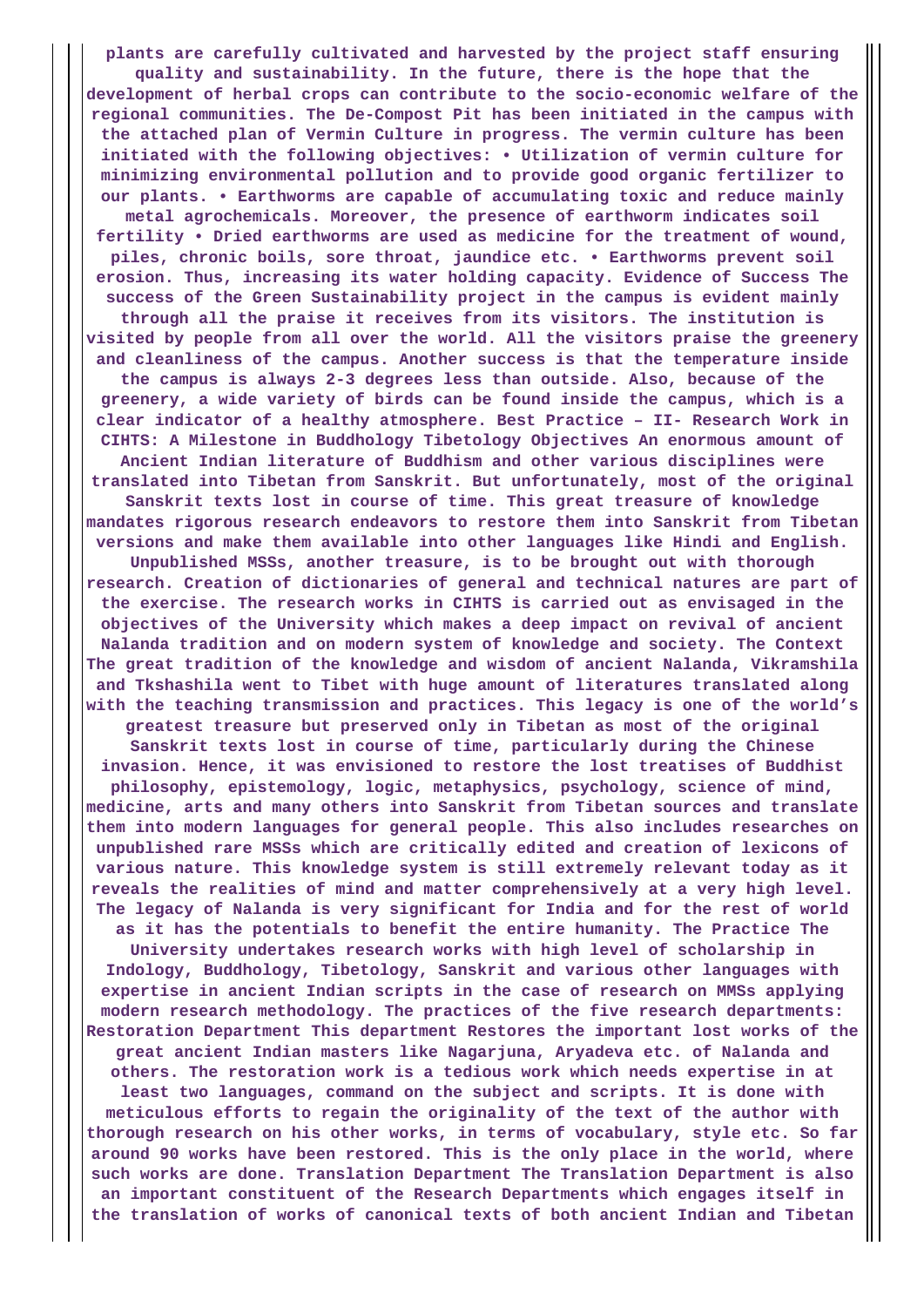**plants are carefully cultivated and harvested by the project staff ensuring quality and sustainability. In the future, there is the hope that the development of herbal crops can contribute to the socio-economic welfare of the regional communities. The De-Compost Pit has been initiated in the campus with the attached plan of Vermin Culture in progress. The vermin culture has been initiated with the following objectives: • Utilization of vermin culture for minimizing environmental pollution and to provide good organic fertilizer to our plants. • Earthworms are capable of accumulating toxic and reduce mainly metal agrochemicals. Moreover, the presence of earthworm indicates soil fertility • Dried earthworms are used as medicine for the treatment of wound, piles, chronic boils, sore throat, jaundice etc. • Earthworms prevent soil erosion. Thus, increasing its water holding capacity. Evidence of Success The success of the Green Sustainability project in the campus is evident mainly through all the praise it receives from its visitors. The institution is visited by people from all over the world. All the visitors praise the greenery and cleanliness of the campus. Another success is that the temperature inside the campus is always 2-3 degrees less than outside. Also, because of the greenery, a wide variety of birds can be found inside the campus, which is a clear indicator of a healthy atmosphere. Best Practice – II- Research Work in CIHTS: A Milestone in Buddhology Tibetology Objectives An enormous amount of Ancient Indian literature of Buddhism and other various disciplines were translated into Tibetan from Sanskrit. But unfortunately, most of the original Sanskrit texts lost in course of time. This great treasure of knowledge mandates rigorous research endeavors to restore them into Sanskrit from Tibetan versions and make them available into other languages like Hindi and English. Unpublished MSSs, another treasure, is to be brought out with thorough research. Creation of dictionaries of general and technical natures are part of the exercise. The research works in CIHTS is carried out as envisaged in the objectives of the University which makes a deep impact on revival of ancient Nalanda tradition and on modern system of knowledge and society. The Context The great tradition of the knowledge and wisdom of ancient Nalanda, Vikramshila and Tkshashila went to Tibet with huge amount of literatures translated along with the teaching transmission and practices. This legacy is one of the world's greatest treasure but preserved only in Tibetan as most of the original Sanskrit texts lost in course of time, particularly during the Chinese invasion. Hence, it was envisioned to restore the lost treatises of Buddhist philosophy, epistemology, logic, metaphysics, psychology, science of mind, medicine, arts and many others into Sanskrit from Tibetan sources and translate them into modern languages for general people. This also includes researches on unpublished rare MSSs which are critically edited and creation of lexicons of various nature. This knowledge system is still extremely relevant today as it reveals the realities of mind and matter comprehensively at a very high level. The legacy of Nalanda is very significant for India and for the rest of world as it has the potentials to benefit the entire humanity. The Practice The University undertakes research works with high level of scholarship in Indology, Buddhology, Tibetology, Sanskrit and various other languages with expertise in ancient Indian scripts in the case of research on MMSs applying modern research methodology. The practices of the five research departments: Restoration Department This department Restores the important lost works of the great ancient Indian masters like Nagarjuna, Aryadeva etc. of Nalanda and others. The restoration work is a tedious work which needs expertise in at least two languages, command on the subject and scripts. It is done with meticulous efforts to regain the originality of the text of the author with thorough research on his other works, in terms of vocabulary, style etc. So far around 90 works have been restored. This is the only place in the world, where such works are done. Translation Department The Translation Department is also an important constituent of the Research Departments which engages itself in the translation of works of canonical texts of both ancient Indian and Tibetan**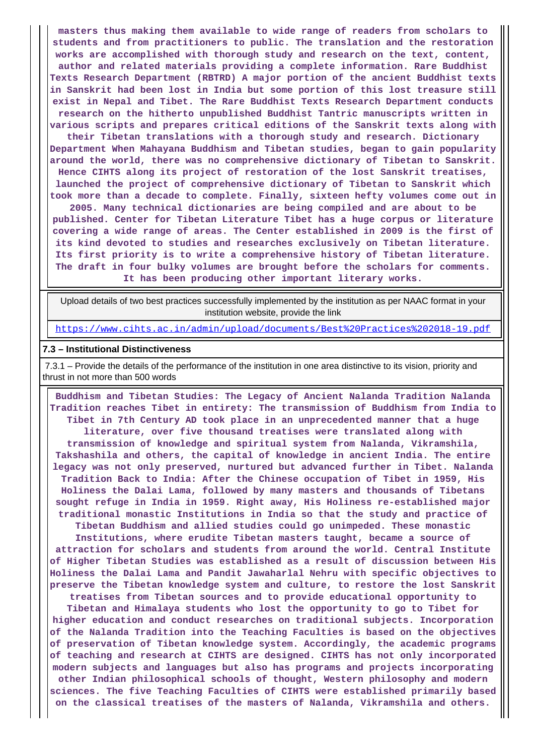**masters thus making them available to wide range of readers from scholars to students and from practitioners to public. The translation and the restoration works are accomplished with thorough study and research on the text, content, author and related materials providing a complete information. Rare Buddhist Texts Research Department (RBTRD) A major portion of the ancient Buddhist texts in Sanskrit had been lost in India but some portion of this lost treasure still exist in Nepal and Tibet. The Rare Buddhist Texts Research Department conducts research on the hitherto unpublished Buddhist Tantric manuscripts written in various scripts and prepares critical editions of the Sanskrit texts along with their Tibetan translations with a thorough study and research. Dictionary Department When Mahayana Buddhism and Tibetan studies, began to gain popularity around the world, there was no comprehensive dictionary of Tibetan to Sanskrit. Hence CIHTS along its project of restoration of the lost Sanskrit treatises, launched the project of comprehensive dictionary of Tibetan to Sanskrit which took more than a decade to complete. Finally, sixteen hefty volumes come out in 2005. Many technical dictionaries are being compiled and are about to be published. Center for Tibetan Literature Tibet has a huge corpus or literature covering a wide range of areas. The Center established in 2009 is the first of its kind devoted to studies and researches exclusively on Tibetan literature. Its first priority is to write a comprehensive history of Tibetan literature. The draft in four bulky volumes are brought before the scholars for comments. It has been producing other important literary works.**

| Upload details of two best practices successfully implemented by the institution as per NAAC format in your institution website, provide the link |
|---|
| https://www.cihts.ac.in/admin/upload/documents/Best%20Practices%202018-19.pdf |

**7.3 – Institutional Distinctiveness**

7.3.1 – Provide the details of the performance of the institution in one area distinctive to its vision, priority and thrust in not more than 500 words

**Buddhism and Tibetan Studies: The Legacy of Ancient Nalanda Tradition Nalanda Tradition reaches Tibet in entirety: The transmission of Buddhism from India to Tibet in 7th Century AD took place in an unprecedented manner that a huge literature, over five thousand treatises were translated along with transmission of knowledge and spiritual system from Nalanda, Vikramshila, Takshashila and others, the capital of knowledge in ancient India. The entire legacy was not only preserved, nurtured but advanced further in Tibet. Nalanda Tradition Back to India: After the Chinese occupation of Tibet in 1959, His Holiness the Dalai Lama, followed by many masters and thousands of Tibetans sought refuge in India in 1959. Right away, His Holiness re-established major traditional monastic Institutions in India so that the study and practice of Tibetan Buddhism and allied studies could go unimpeded. These monastic Institutions, where erudite Tibetan masters taught, became a source of attraction for scholars and students from around the world. Central Institute of Higher Tibetan Studies was established as a result of discussion between His Holiness the Dalai Lama and Pandit Jawaharlal Nehru with specific objectives to preserve the Tibetan knowledge system and culture, to restore the lost Sanskrit treatises from Tibetan sources and to provide educational opportunity to Tibetan and Himalaya students who lost the opportunity to go to Tibet for higher education and conduct researches on traditional subjects. Incorporation of the Nalanda Tradition into the Teaching Faculties is based on the objectives of preservation of Tibetan knowledge system. Accordingly, the academic programs of teaching and research at CIHTS are designed. CIHTS has not only incorporated modern subjects and languages but also has programs and projects incorporating other Indian philosophical schools of thought, Western philosophy and modern sciences. The five Teaching Faculties of CIHTS were established primarily based on the classical treatises of the masters of Nalanda, Vikramshila and others.**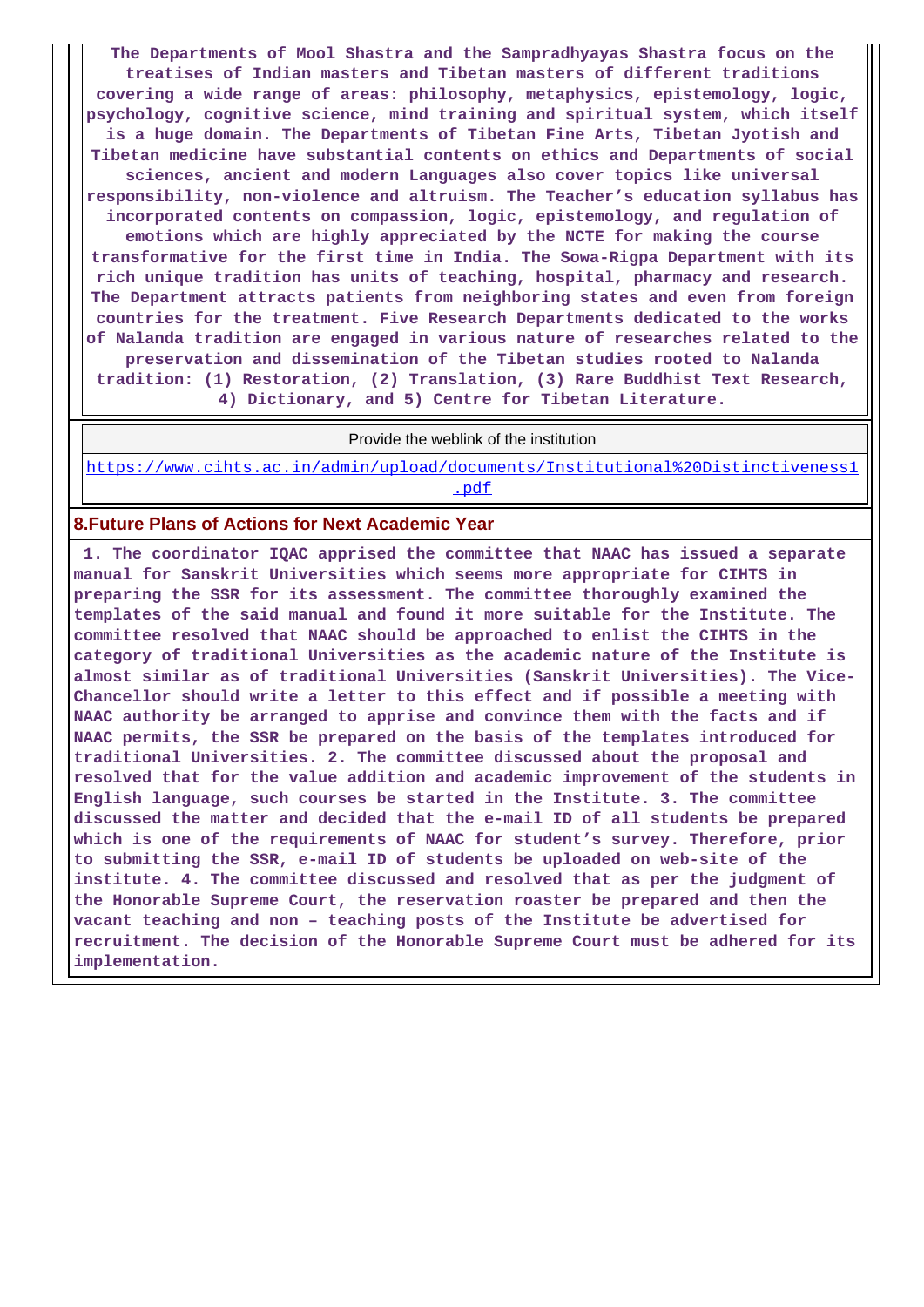**The Departments of Mool Shastra and the Sampradhyayas Shastra focus on the treatises of Indian masters and Tibetan masters of different traditions covering a wide range of areas: philosophy, metaphysics, epistemology, logic, psychology, cognitive science, mind training and spiritual system, which itself is a huge domain. The Departments of Tibetan Fine Arts, Tibetan Jyotish and Tibetan medicine have substantial contents on ethics and Departments of social sciences, ancient and modern Languages also cover topics like universal responsibility, non-violence and altruism. The Teacher's education syllabus has incorporated contents on compassion, logic, epistemology, and regulation of emotions which are highly appreciated by the NCTE for making the course transformative for the first time in India. The Sowa-Rigpa Department with its rich unique tradition has units of teaching, hospital, pharmacy and research. The Department attracts patients from neighboring states and even from foreign countries for the treatment. Five Research Departments dedicated to the works of Nalanda tradition are engaged in various nature of researches related to the preservation and dissemination of the Tibetan studies rooted to Nalanda tradition: (1) Restoration, (2) Translation, (3) Rare Buddhist Text Research, 4) Dictionary, and 5) Centre for Tibetan Literature.**

| Provide the weblink of the institution |
|---|
| https://www.cihts.ac.in/admin/upload/documents/Institutional%20Distinctiveness1.pdf |

## 8.Future Plans of Actions for Next Academic Year

**1. The coordinator IQAC apprised the committee that NAAC has issued a separate manual for Sanskrit Universities which seems more appropriate for CIHTS in preparing the SSR for its assessment. The committee thoroughly examined the templates of the said manual and found it more suitable for the Institute. The committee resolved that NAAC should be approached to enlist the CIHTS in the category of traditional Universities as the academic nature of the Institute is almost similar as of traditional Universities (Sanskrit Universities). The Vice-Chancellor should write a letter to this effect and if possible a meeting with NAAC authority be arranged to apprise and convince them with the facts and if NAAC permits, the SSR be prepared on the basis of the templates introduced for traditional Universities. 2. The committee discussed about the proposal and resolved that for the value addition and academic improvement of the students in English language, such courses be started in the Institute. 3. The committee discussed the matter and decided that the e-mail ID of all students be prepared which is one of the requirements of NAAC for student's survey. Therefore, prior to submitting the SSR, e-mail ID of students be uploaded on web-site of the institute. 4. The committee discussed and resolved that as per the judgment of the Honorable Supreme Court, the reservation roaster be prepared and then the vacant teaching and non – teaching posts of the Institute be advertised for recruitment. The decision of the Honorable Supreme Court must be adhered for its implementation.**